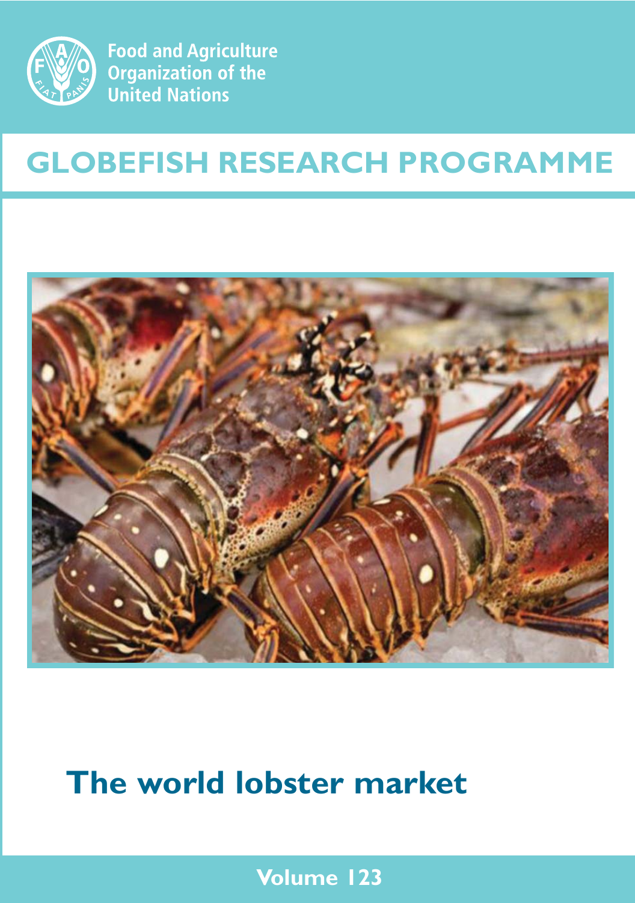Food and Agriculture Organization of the United Nations

# GLOBEFISH RESEARCH PROGRAMME

# The world lobster market

Volume 123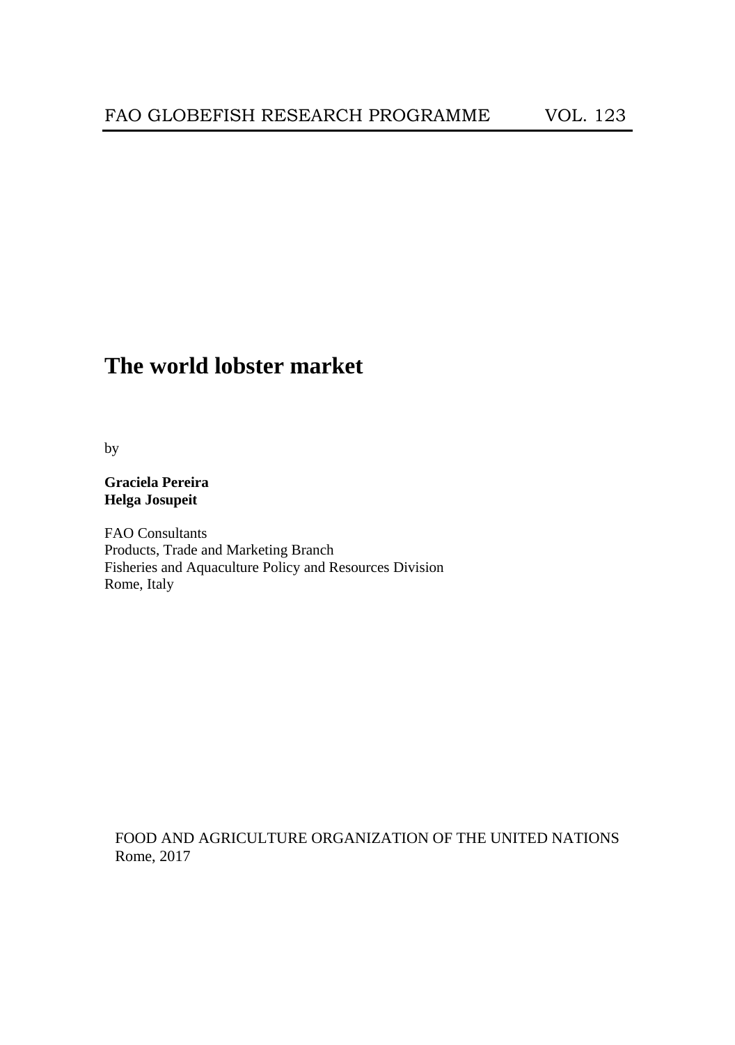FAO GLOBEFISH RESEARCH PROGRAMME VOL. 123

# The world lobster market

by

**Graciela Pereira**
**Helga Josupeit**

FAO Consultants
Products, Trade and Marketing Branch
Fisheries and Aquaculture Policy and Resources Division
Rome, Italy

FOOD AND AGRICULTURE ORGANIZATION OF THE UNITED NATIONS
Rome, 2017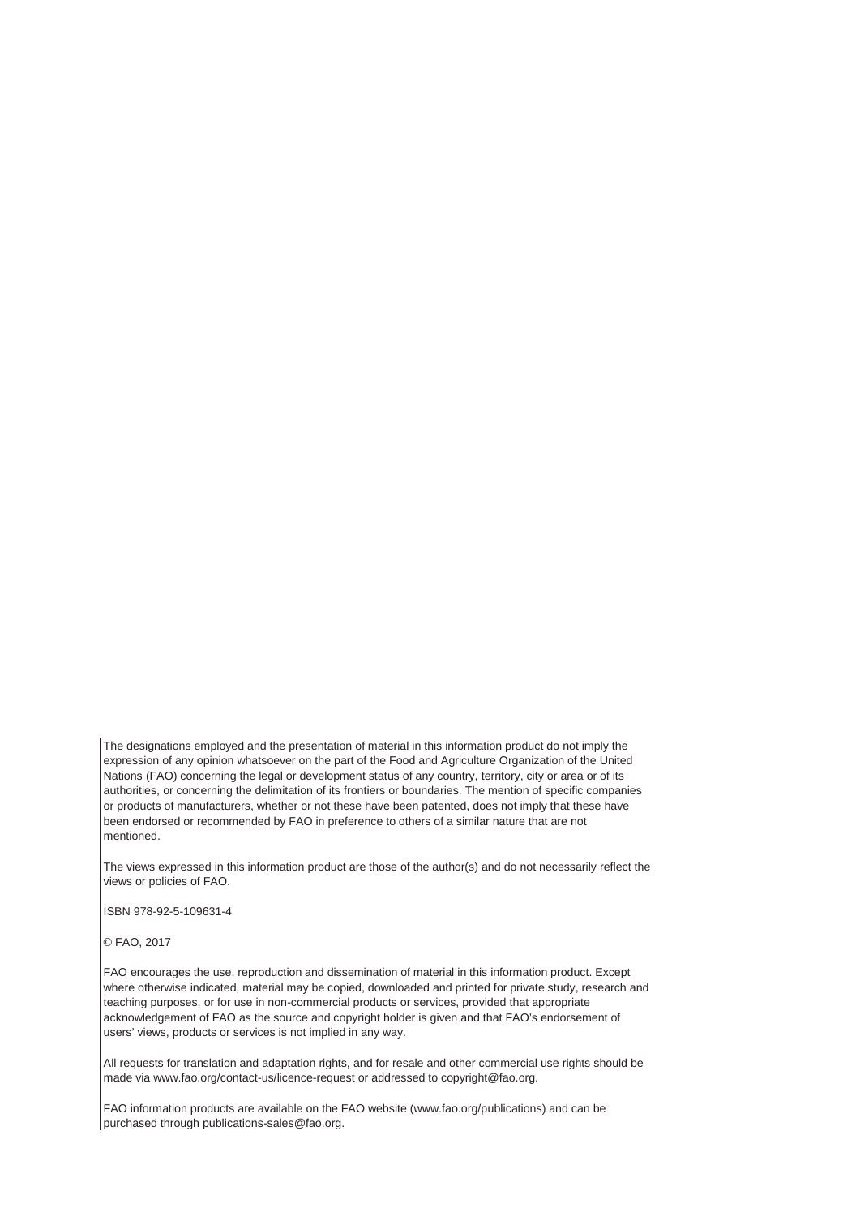The designations employed and the presentation of material in this information product do not imply the expression of any opinion whatsoever on the part of the Food and Agriculture Organization of the United Nations (FAO) concerning the legal or development status of any country, territory, city or area or of its authorities, or concerning the delimitation of its frontiers or boundaries. The mention of specific companies or products of manufacturers, whether or not these have been patented, does not imply that these have been endorsed or recommended by FAO in preference to others of a similar nature that are not mentioned.

The views expressed in this information product are those of the author(s) and do not necessarily reflect the views or policies of FAO.

ISBN 978-92-5-109631-4

© FAO, 2017

FAO encourages the use, reproduction and dissemination of material in this information product. Except where otherwise indicated, material may be copied, downloaded and printed for private study, research and teaching purposes, or for use in non-commercial products or services, provided that appropriate acknowledgement of FAO as the source and copyright holder is given and that FAO's endorsement of users' views, products or services is not implied in any way.

All requests for translation and adaptation rights, and for resale and other commercial use rights should be made via www.fao.org/contact-us/licence-request or addressed to copyright@fao.org.

FAO information products are available on the FAO website (www.fao.org/publications) and can be purchased through publications-sales@fao.org.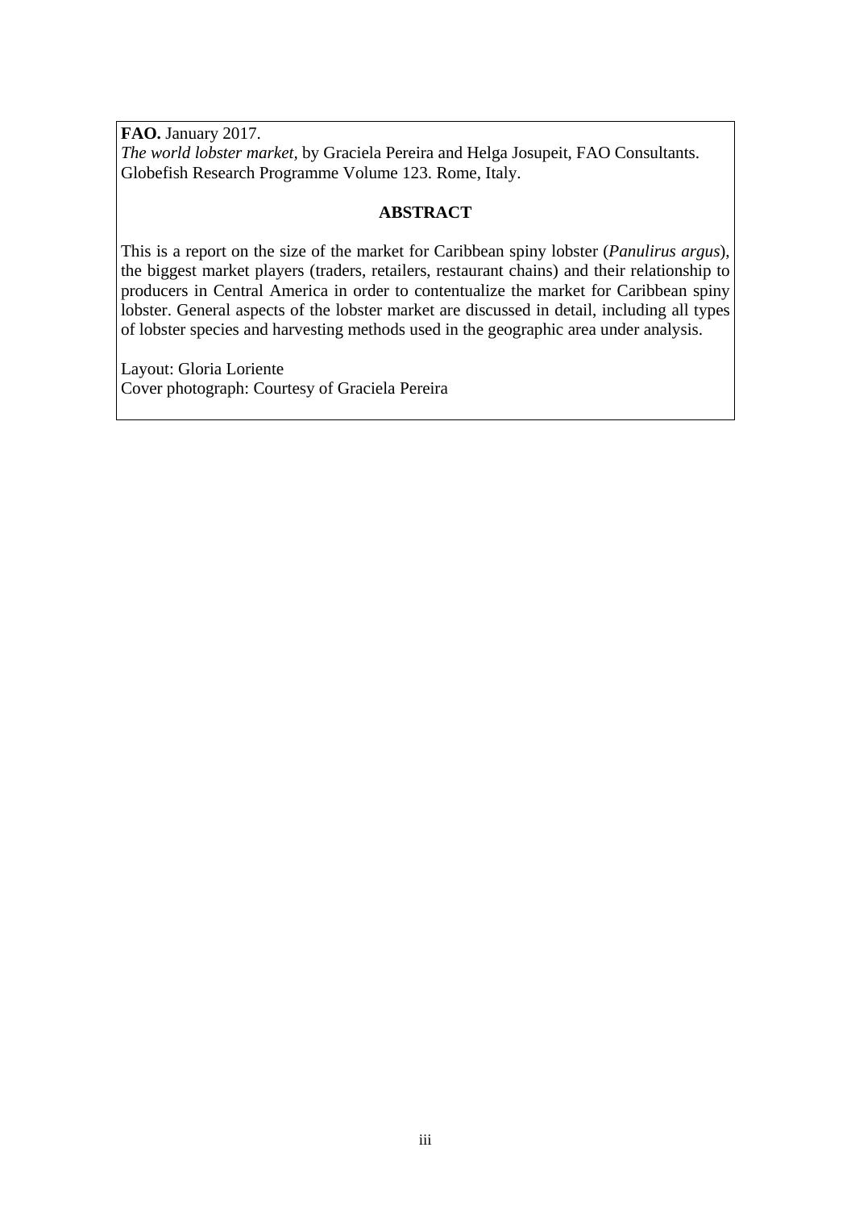**FAO.** January 2017.
*The world lobster market,* by Graciela Pereira and Helga Josupeit, FAO Consultants. Globefish Research Programme Volume 123. Rome, Italy.

## ABSTRACT

This is a report on the size of the market for Caribbean spiny lobster (*Panulirus argus*), the biggest market players (traders, retailers, restaurant chains) and their relationship to producers in Central America in order to contentualize the market for Caribbean spiny lobster. General aspects of the lobster market are discussed in detail, including all types of lobster species and harvesting methods used in the geographic area under analysis.

Layout: Gloria Loriente
Cover photograph: Courtesy of Graciela Pereira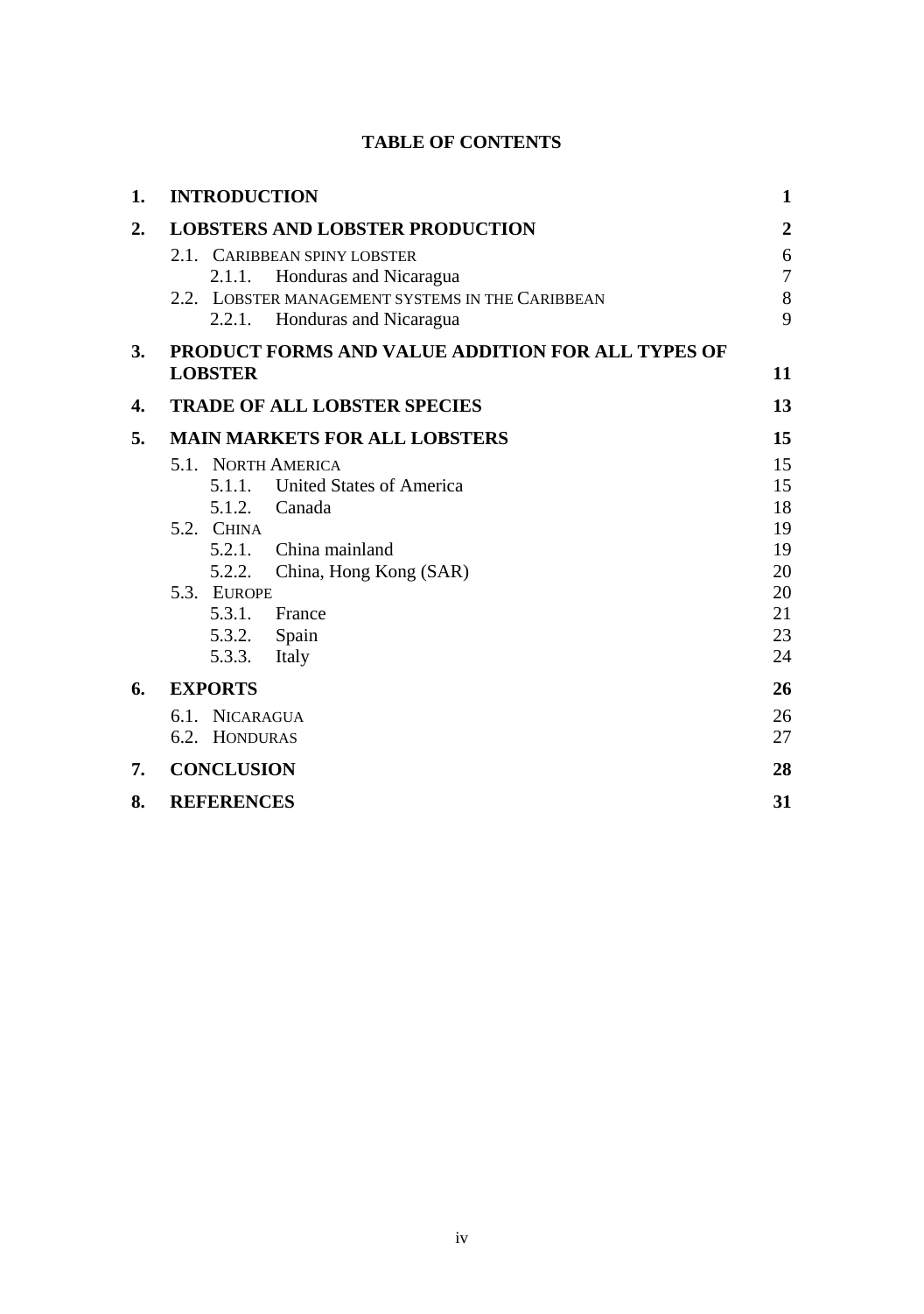# TABLE OF CONTENTS

| | | |
|---|---|---|
| **1.** | **INTRODUCTION** | **1** |
| **2.** | **LOBSTERS AND LOBSTER PRODUCTION** | **2** |
| | 2.1. CARIBBEAN SPINY LOBSTER | 6 |
| | 2.1.1. Honduras and Nicaragua | 7 |
| | 2.2. LOBSTER MANAGEMENT SYSTEMS IN THE CARIBBEAN | 8 |
| | 2.2.1. Honduras and Nicaragua | 9 |
| **3.** | **PRODUCT FORMS AND VALUE ADDITION FOR ALL TYPES OF LOBSTER** | **11** |
| **4.** | **TRADE OF ALL LOBSTER SPECIES** | **13** |
| **5.** | **MAIN MARKETS FOR ALL LOBSTERS** | **15** |
| | 5.1. NORTH AMERICA | 15 |
| | 5.1.1. United States of America | 15 |
| | 5.1.2. Canada | 18 |
| | 5.2. CHINA | 19 |
| | 5.2.1. China mainland | 19 |
| | 5.2.2. China, Hong Kong (SAR) | 20 |
| | 5.3. EUROPE | 20 |
| | 5.3.1. France | 21 |
| | 5.3.2. Spain | 23 |
| | 5.3.3. Italy | 24 |
| **6.** | **EXPORTS** | **26** |
| | 6.1. NICARAGUA | 26 |
| | 6.2. HONDURAS | 27 |
| **7.** | **CONCLUSION** | **28** |
| **8.** | **REFERENCES** | **31** |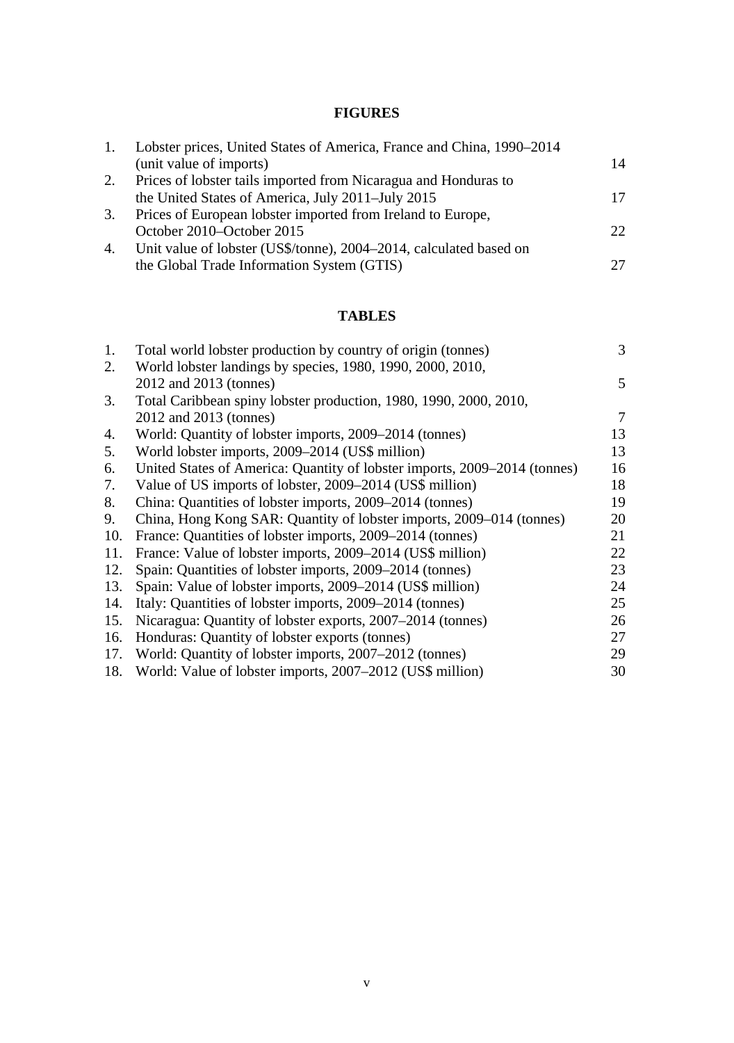## FIGURES

| | | |
|---|---|---|
| 1. | Lobster prices, United States of America, France and China, 1990–2014 (unit value of imports) | 14 |
| 2. | Prices of lobster tails imported from Nicaragua and Honduras to the United States of America, July 2011–July 2015 | 17 |
| 3. | Prices of European lobster imported from Ireland to Europe, October 2010–October 2015 | 22 |
| 4. | Unit value of lobster (US$/tonne), 2004–2014, calculated based on the Global Trade Information System (GTIS) | 27 |

## TABLES

| | | |
|---|---|---|
| 1. | Total world lobster production by country of origin (tonnes) | 3 |
| 2. | World lobster landings by species, 1980, 1990, 2000, 2010, 2012 and 2013 (tonnes) | 5 |
| 3. | Total Caribbean spiny lobster production, 1980, 1990, 2000, 2010, 2012 and 2013 (tonnes) | 7 |
| 4. | World: Quantity of lobster imports, 2009–2014 (tonnes) | 13 |
| 5. | World lobster imports, 2009–2014 (US$ million) | 13 |
| 6. | United States of America: Quantity of lobster imports, 2009–2014 (tonnes) | 16 |
| 7. | Value of US imports of lobster, 2009–2014 (US$ million) | 18 |
| 8. | China: Quantities of lobster imports, 2009–2014 (tonnes) | 19 |
| 9. | China, Hong Kong SAR: Quantity of lobster imports, 2009–014 (tonnes) | 20 |
| 10. | France: Quantities of lobster imports, 2009–2014 (tonnes) | 21 |
| 11. | France: Value of lobster imports, 2009–2014 (US$ million) | 22 |
| 12. | Spain: Quantities of lobster imports, 2009–2014 (tonnes) | 23 |
| 13. | Spain: Value of lobster imports, 2009–2014 (US$ million) | 24 |
| 14. | Italy: Quantities of lobster imports, 2009–2014 (tonnes) | 25 |
| 15. | Nicaragua: Quantity of lobster exports, 2007–2014 (tonnes) | 26 |
| 16. | Honduras: Quantity of lobster exports (tonnes) | 27 |
| 17. | World: Quantity of lobster imports, 2007–2012 (tonnes) | 29 |
| 18. | World: Value of lobster imports, 2007–2012 (US$ million) | 30 |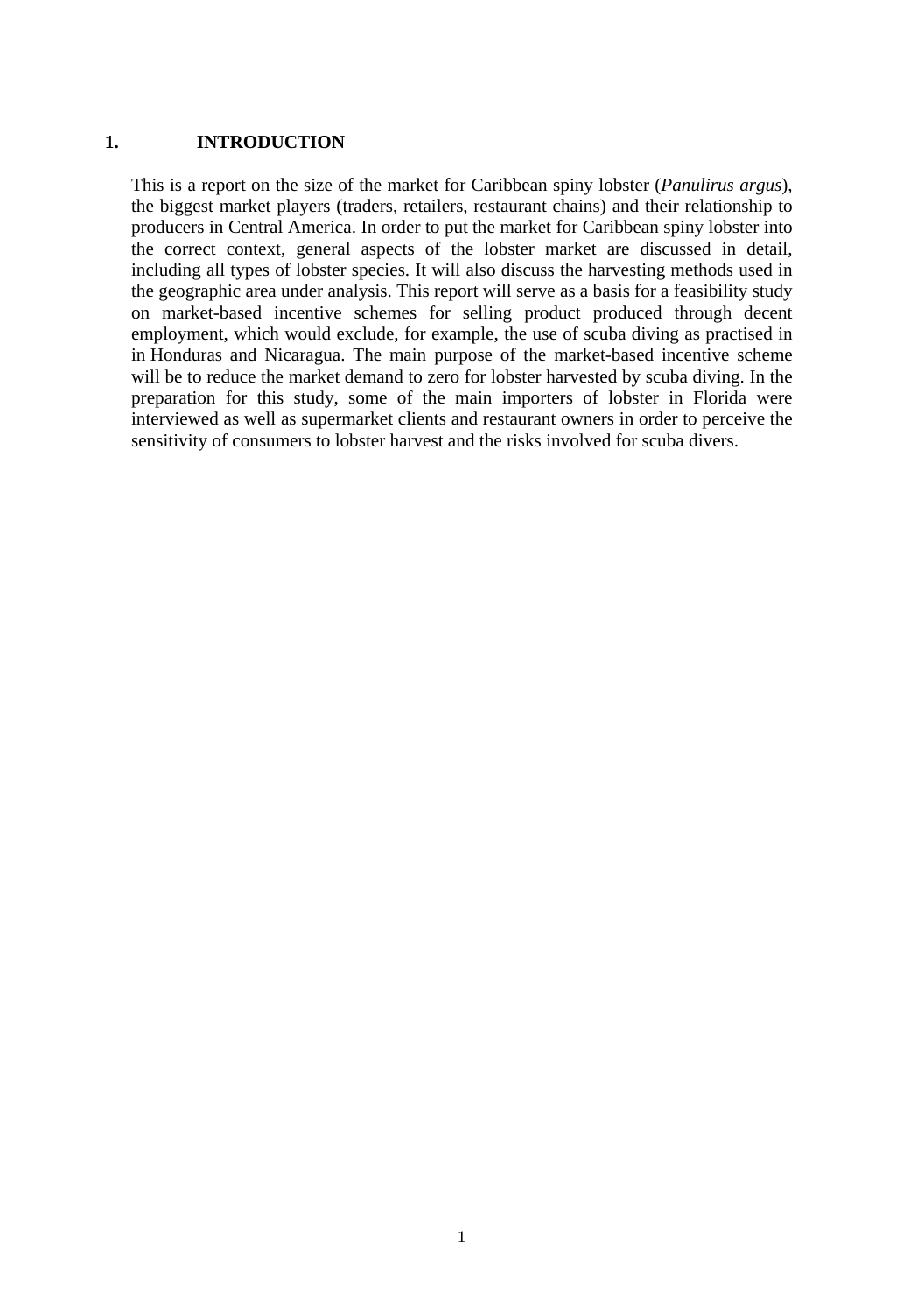# 1. INTRODUCTION

This is a report on the size of the market for Caribbean spiny lobster (*Panulirus argus*), the biggest market players (traders, retailers, restaurant chains) and their relationship to producers in Central America. In order to put the market for Caribbean spiny lobster into the correct context, general aspects of the lobster market are discussed in detail, including all types of lobster species. It will also discuss the harvesting methods used in the geographic area under analysis. This report will serve as a basis for a feasibility study on market-based incentive schemes for selling product produced through decent employment, which would exclude, for example, the use of scuba diving as practised in in Honduras and Nicaragua. The main purpose of the market-based incentive scheme will be to reduce the market demand to zero for lobster harvested by scuba diving. In the preparation for this study, some of the main importers of lobster in Florida were interviewed as well as supermarket clients and restaurant owners in order to perceive the sensitivity of consumers to lobster harvest and the risks involved for scuba divers.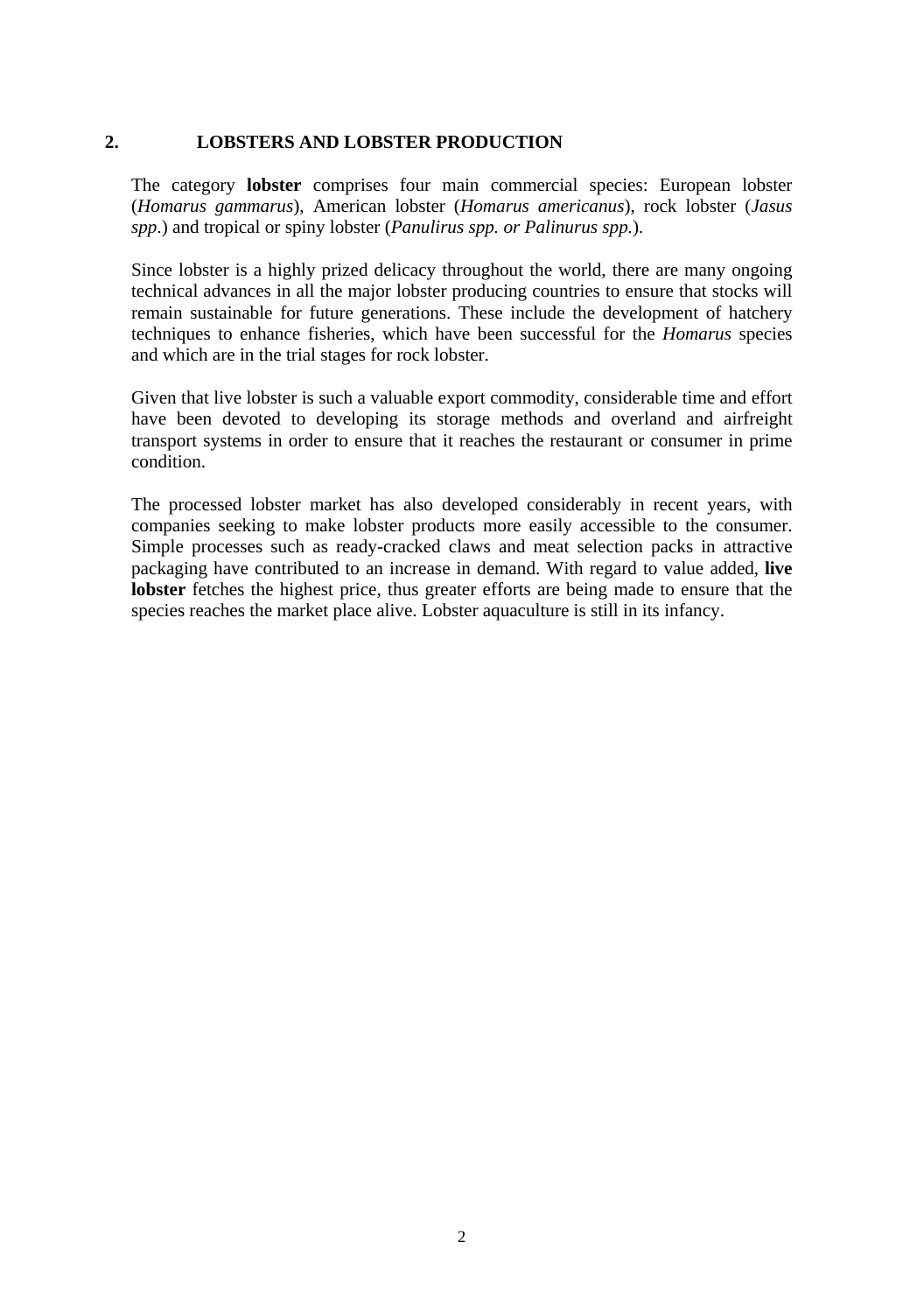## 2. LOBSTERS AND LOBSTER PRODUCTION

The category **lobster** comprises four main commercial species: European lobster (*Homarus gammarus*), American lobster (*Homarus americanus*), rock lobster (*Jasus spp*.) and tropical or spiny lobster (*Panulirus spp. or Palinurus spp.*).

Since lobster is a highly prized delicacy throughout the world, there are many ongoing technical advances in all the major lobster producing countries to ensure that stocks will remain sustainable for future generations. These include the development of hatchery techniques to enhance fisheries, which have been successful for the *Homarus* species and which are in the trial stages for rock lobster.

Given that live lobster is such a valuable export commodity, considerable time and effort have been devoted to developing its storage methods and overland and airfreight transport systems in order to ensure that it reaches the restaurant or consumer in prime condition.

The processed lobster market has also developed considerably in recent years, with companies seeking to make lobster products more easily accessible to the consumer. Simple processes such as ready-cracked claws and meat selection packs in attractive packaging have contributed to an increase in demand. With regard to value added, **live lobster** fetches the highest price, thus greater efforts are being made to ensure that the species reaches the market place alive. Lobster aquaculture is still in its infancy.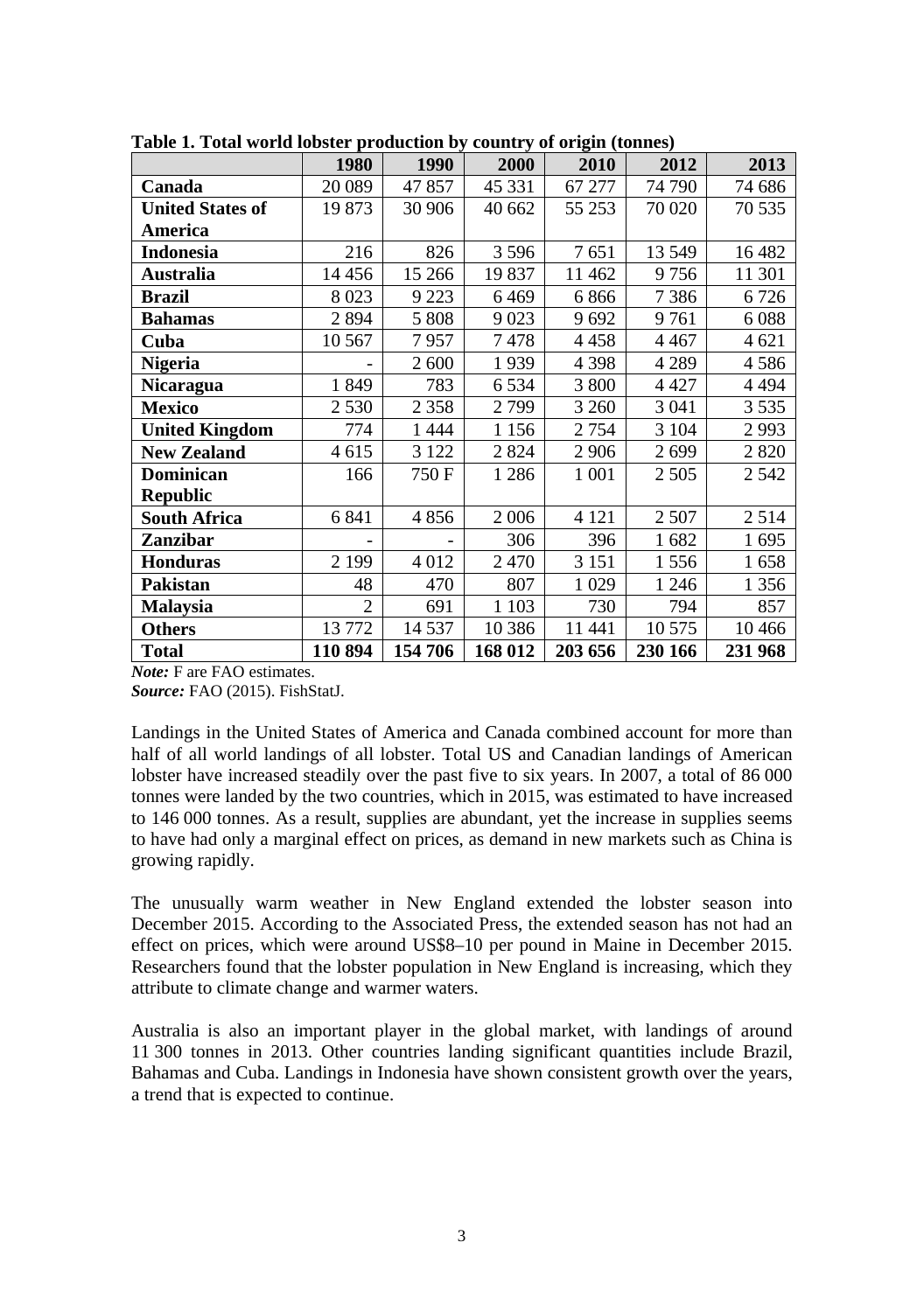**Table 1. Total world lobster production by country of origin (tonnes)**

| | 1980 | 1990 | 2000 | 2010 | 2012 | 2013 |
|---|---|---|---|---|---|---|
| **Canada** | 20 089 | 47 857 | 45 331 | 67 277 | 74 790 | 74 686 |
| **United States of America** | 19 873 | 30 906 | 40 662 | 55 253 | 70 020 | 70 535 |
| **Indonesia** | 216 | 826 | 3 596 | 7 651 | 13 549 | 16 482 |
| **Australia** | 14 456 | 15 266 | 19 837 | 11 462 | 9 756 | 11 301 |
| **Brazil** | 8 023 | 9 223 | 6 469 | 6 866 | 7 386 | 6 726 |
| **Bahamas** | 2 894 | 5 808 | 9 023 | 9 692 | 9 761 | 6 088 |
| **Cuba** | 10 567 | 7 957 | 7 478 | 4 458 | 4 467 | 4 621 |
| **Nigeria** | - | 2 600 | 1 939 | 4 398 | 4 289 | 4 586 |
| **Nicaragua** | 1 849 | 783 | 6 534 | 3 800 | 4 427 | 4 494 |
| **Mexico** | 2 530 | 2 358 | 2 799 | 3 260 | 3 041 | 3 535 |
| **United Kingdom** | 774 | 1 444 | 1 156 | 2 754 | 3 104 | 2 993 |
| **New Zealand** | 4 615 | 3 122 | 2 824 | 2 906 | 2 699 | 2 820 |
| **Dominican Republic** | 166 | 750 F | 1 286 | 1 001 | 2 505 | 2 542 |
| **South Africa** | 6 841 | 4 856 | 2 006 | 4 121 | 2 507 | 2 514 |
| **Zanzibar** | - | - | 306 | 396 | 1 682 | 1 695 |
| **Honduras** | 2 199 | 4 012 | 2 470 | 3 151 | 1 556 | 1 658 |
| **Pakistan** | 48 | 470 | 807 | 1 029 | 1 246 | 1 356 |
| **Malaysia** | 2 | 691 | 1 103 | 730 | 794 | 857 |
| **Others** | 13 772 | 14 537 | 10 386 | 11 441 | 10 575 | 10 466 |
| **Total** | **110 894** | **154 706** | **168 012** | **203 656** | **230 166** | **231 968** |

***Note:*** F are FAO estimates.
***Source:*** FAO (2015). FishStatJ.

Landings in the United States of America and Canada combined account for more than half of all world landings of all lobster. Total US and Canadian landings of American lobster have increased steadily over the past five to six years. In 2007, a total of 86 000 tonnes were landed by the two countries, which in 2015, was estimated to have increased to 146 000 tonnes. As a result, supplies are abundant, yet the increase in supplies seems to have had only a marginal effect on prices, as demand in new markets such as China is growing rapidly.

The unusually warm weather in New England extended the lobster season into December 2015. According to the Associated Press, the extended season has not had an effect on prices, which were around US$8–10 per pound in Maine in December 2015. Researchers found that the lobster population in New England is increasing, which they attribute to climate change and warmer waters.

Australia is also an important player in the global market, with landings of around 11 300 tonnes in 2013. Other countries landing significant quantities include Brazil, Bahamas and Cuba. Landings in Indonesia have shown consistent growth over the years, a trend that is expected to continue.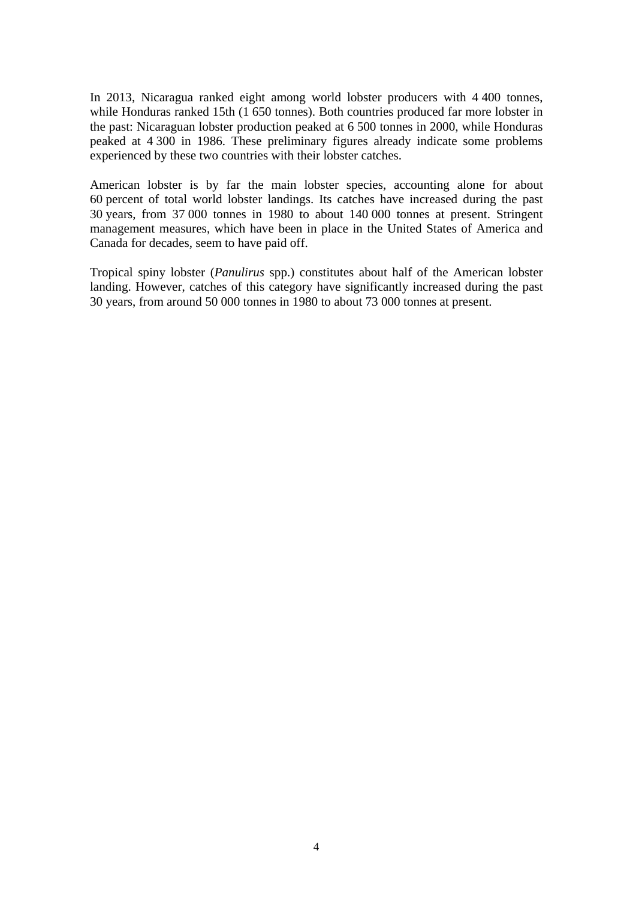In 2013, Nicaragua ranked eight among world lobster producers with 4 400 tonnes, while Honduras ranked 15th (1 650 tonnes). Both countries produced far more lobster in the past: Nicaraguan lobster production peaked at 6 500 tonnes in 2000, while Honduras peaked at 4 300 in 1986. These preliminary figures already indicate some problems experienced by these two countries with their lobster catches.

American lobster is by far the main lobster species, accounting alone for about 60 percent of total world lobster landings. Its catches have increased during the past 30 years, from 37 000 tonnes in 1980 to about 140 000 tonnes at present. Stringent management measures, which have been in place in the United States of America and Canada for decades, seem to have paid off.

Tropical spiny lobster (*Panulirus* spp.) constitutes about half of the American lobster landing. However, catches of this category have significantly increased during the past 30 years, from around 50 000 tonnes in 1980 to about 73 000 tonnes at present.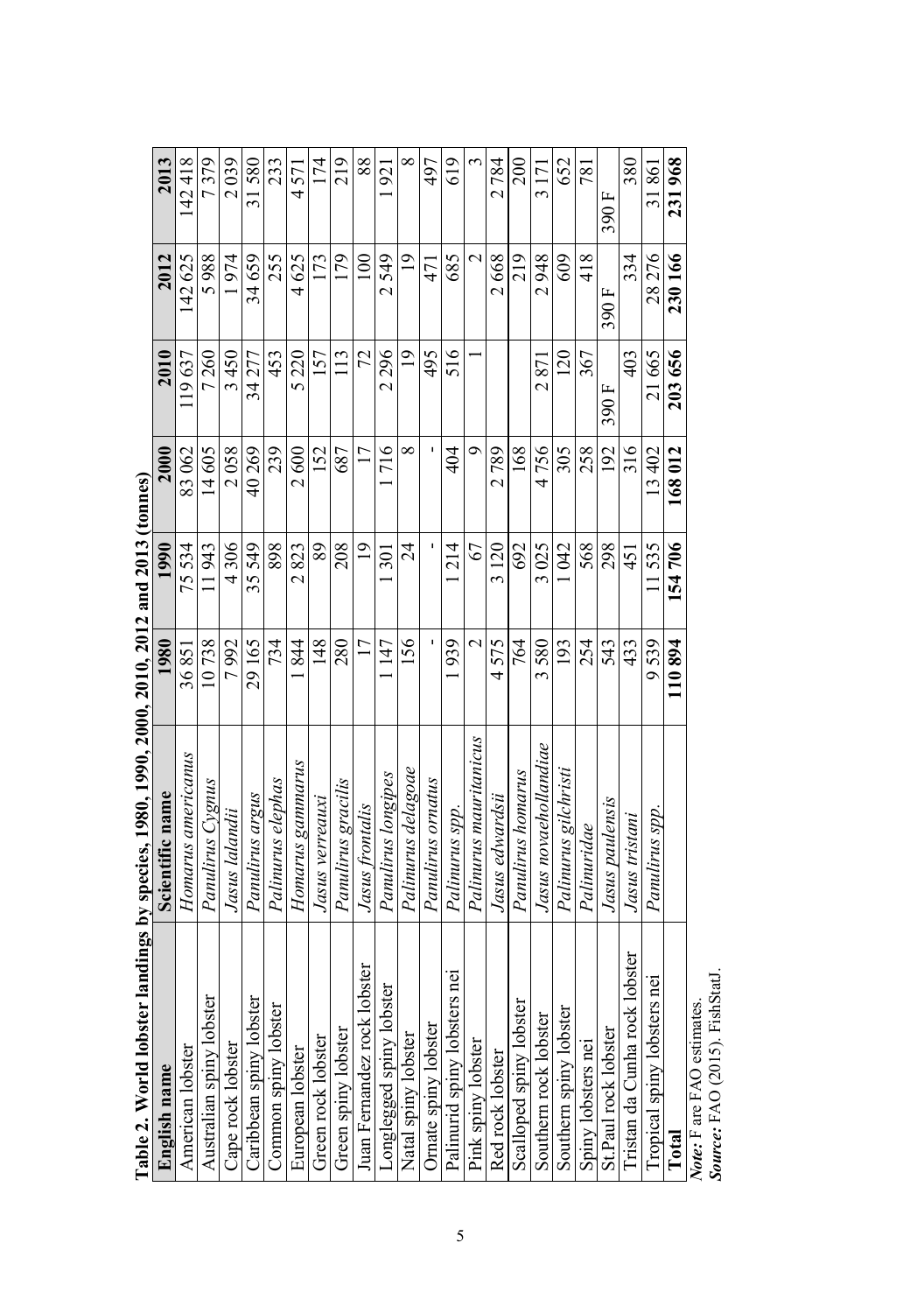**Table 2. World lobster landings by species, 1980, 1990, 2000, 2010, 2012 and 2013 (tonnes)**

| English name | Scientific name | 1980 | 1990 | 2000 | 2010 | 2012 | 2013 |
|---|---|---|---|---|---|---|---|
| American lobster | *Homarus americanus* | 36 851 | 75 534 | 83 062 | 119 637 | 142 625 | 142 418 |
| Australian spiny lobster | *Panulirus Cygnus* | 10 738 | 11 943 | 14 605 | 7 260 | 5 988 | 7 379 |
| Cape rock lobster | *Jasus lalandii* | 7 992 | 4 306 | 2 058 | 3 450 | 1 974 | 2 039 |
| Caribbean spiny lobster | *Panulirus argus* | 29 165 | 35 549 | 40 269 | 34 277 | 34 659 | 31 580 |
| Common spiny lobster | *Palinurus elephas* | 734 | 898 | 239 | 453 | 255 | 233 |
| European lobster | *Homarus gammarus* | 1 844 | 2 823 | 2 600 | 5 220 | 4 625 | 4 571 |
| Green rock lobster | *Jasus verreauxi* | 148 | 89 | 152 | 157 | 173 | 174 |
| Green spiny lobster | *Panulirus gracilis* | 280 | 208 | 687 | 113 | 179 | 219 |
| Juan Fernandez rock lobster | *Jasus frontalis* | 17 | 19 | 17 | 72 | 100 | 88 |
| Longlegged spiny lobster | *Panulirus longipes* | 1 147 | 1 301 | 1 716 | 2 296 | 2 549 | 1 921 |
| Natal spiny lobster | *Palinurus delagoae* | 156 | 24 | 8 | 19 | 19 | 8 |
| Ornate spiny lobster | *Panulirus ornatus* | - | - | - | 495 | 471 | 497 |
| Palinurid spiny lobsters nei | *Palinurus spp.* | 1 939 | 1 214 | 404 | 516 | 685 | 619 |
| Pink spiny lobster | *Palinurus mauritanicus* | 2 | 67 | 9 | 1 | 2 | 3 |
| Red rock lobster | *Jasus edwardsii* | 4 575 | 3 120 | 2 789 | | 2 668 | 2 784 |
| Scalloped spiny lobster | *Panulirus homarus* | 764 | 692 | 168 | | 219 | 200 |
| Southern rock lobster | *Jasus novaehollandiae* | 3 580 | 3 025 | 4 756 | 2 871 | 2 948 | 3 171 |
| Southern spiny lobster | *Palinurus gilchristi* | 193 | 1 042 | 305 | 120 | 609 | 652 |
| Spiny lobsters nei | *Palinuridae* | 254 | 568 | 258 | 367 | 418 | 781 |
| St.Paul rock lobster | *Jasus paulensis* | 543 | 298 | 192 | 390 F | 390 F | 390 F |
| Tristan da Cunha rock lobster | *Jasus tristani* | 433 | 451 | 316 | 403 | 334 | 380 |
| Tropical spiny lobsters nei | *Panulirus spp.* | 9 539 | 11 535 | 13 402 | 21 665 | 28 276 | 31 861 |
| **Total** | | **110 894** | **154 706** | **168 012** | **203 656** | **230 166** | **231 968** |

***Note:*** F are FAO estimates.
***Source:*** FAO (2015). FishStatJ.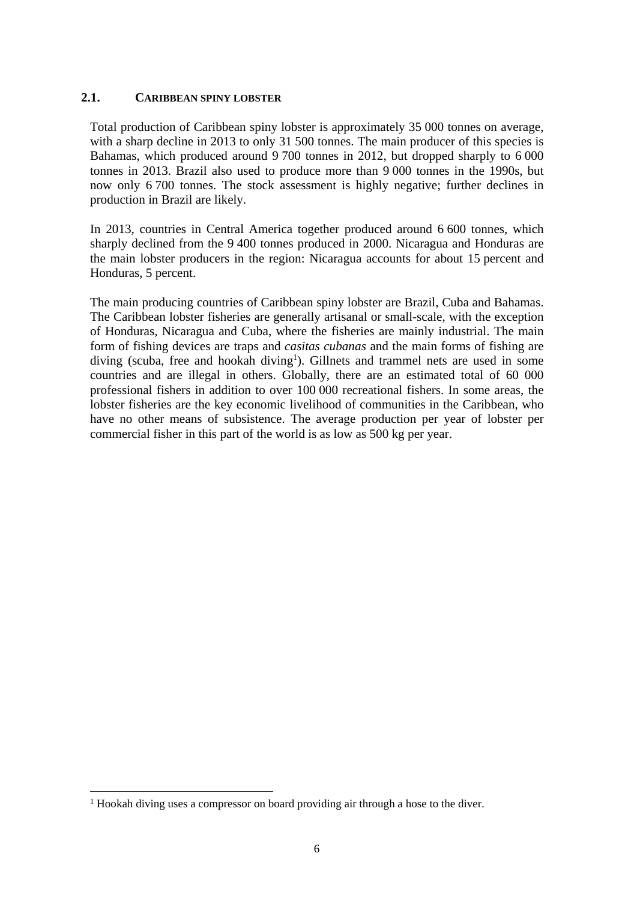## 2.1. Caribbean spiny lobster

Total production of Caribbean spiny lobster is approximately 35 000 tonnes on average, with a sharp decline in 2013 to only 31 500 tonnes. The main producer of this species is Bahamas, which produced around 9 700 tonnes in 2012, but dropped sharply to 6 000 tonnes in 2013. Brazil also used to produce more than 9 000 tonnes in the 1990s, but now only 6 700 tonnes. The stock assessment is highly negative; further declines in production in Brazil are likely.

In 2013, countries in Central America together produced around 6 600 tonnes, which sharply declined from the 9 400 tonnes produced in 2000. Nicaragua and Honduras are the main lobster producers in the region: Nicaragua accounts for about 15 percent and Honduras, 5 percent.

The main producing countries of Caribbean spiny lobster are Brazil, Cuba and Bahamas. The Caribbean lobster fisheries are generally artisanal or small-scale, with the exception of Honduras, Nicaragua and Cuba, where the fisheries are mainly industrial. The main form of fishing devices are traps and *casitas cubanas* and the main forms of fishing are diving (scuba, free and hookah diving[1]). Gillnets and trammel nets are used in some countries and are illegal in others. Globally, there are an estimated total of 60 000 professional fishers in addition to over 100 000 recreational fishers. In some areas, the lobster fisheries are the key economic livelihood of communities in the Caribbean, who have no other means of subsistence. The average production per year of lobster per commercial fisher in this part of the world is as low as 500 kg per year.

---

[1] Hookah diving uses a compressor on board providing air through a hose to the diver.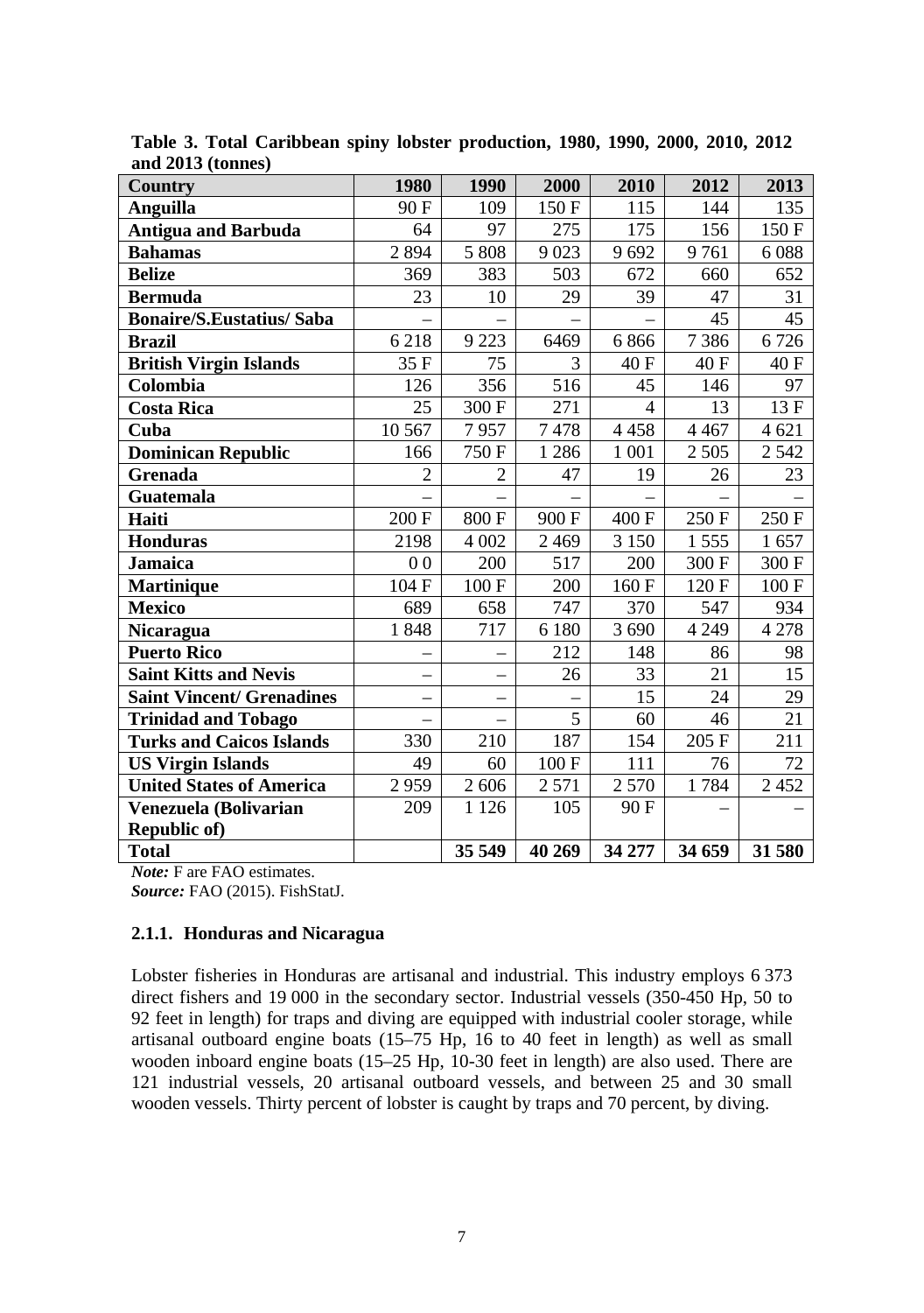**Table 3. Total Caribbean spiny lobster production, 1980, 1990, 2000, 2010, 2012 and 2013 (tonnes)**

| Country | 1980 | 1990 | 2000 | 2010 | 2012 | 2013 |
|---|---|---|---|---|---|---|
| **Anguilla** | 90 F | 109 | 150 F | 115 | 144 | 135 |
| **Antigua and Barbuda** | 64 | 97 | 275 | 175 | 156 | 150 F |
| **Bahamas** | 2 894 | 5 808 | 9 023 | 9 692 | 9 761 | 6 088 |
| **Belize** | 369 | 383 | 503 | 672 | 660 | 652 |
| **Bermuda** | 23 | 10 | 29 | 39 | 47 | 31 |
| **Bonaire/S.Eustatius/ Saba** | – | – | – | – | 45 | 45 |
| **Brazil** | 6 218 | 9 223 | 6469 | 6 866 | 7 386 | 6 726 |
| **British Virgin Islands** | 35 F | 75 | 3 | 40 F | 40 F | 40 F |
| **Colombia** | 126 | 356 | 516 | 45 | 146 | 97 |
| **Costa Rica** | 25 | 300 F | 271 | 4 | 13 | 13 F |
| **Cuba** | 10 567 | 7 957 | 7 478 | 4 458 | 4 467 | 4 621 |
| **Dominican Republic** | 166 | 750 F | 1 286 | 1 001 | 2 505 | 2 542 |
| **Grenada** | 2 | 2 | 47 | 19 | 26 | 23 |
| **Guatemala** | – | – | – | – | – | – |
| **Haiti** | 200 F | 800 F | 900 F | 400 F | 250 F | 250 F |
| **Honduras** | 2198 | 4 002 | 2 469 | 3 150 | 1 555 | 1 657 |
| **Jamaica** | 0 0 | 200 | 517 | 200 | 300 F | 300 F |
| **Martinique** | 104 F | 100 F | 200 | 160 F | 120 F | 100 F |
| **Mexico** | 689 | 658 | 747 | 370 | 547 | 934 |
| **Nicaragua** | 1 848 | 717 | 6 180 | 3 690 | 4 249 | 4 278 |
| **Puerto Rico** | – | – | 212 | 148 | 86 | 98 |
| **Saint Kitts and Nevis** | – | – | 26 | 33 | 21 | 15 |
| **Saint Vincent/ Grenadines** | – | – | – | 15 | 24 | 29 |
| **Trinidad and Tobago** | – | – | 5 | 60 | 46 | 21 |
| **Turks and Caicos Islands** | 330 | 210 | 187 | 154 | 205 F | 211 |
| **US Virgin Islands** | 49 | 60 | 100 F | 111 | 76 | 72 |
| **United States of America** | 2 959 | 2 606 | 2 571 | 2 570 | 1 784 | 2 452 |
| **Venezuela (Bolivarian Republic of)** | 209 | 1 126 | 105 | 90 F | – | – |
| **Total** | | **35 549** | **40 269** | **34 277** | **34 659** | **31 580** |

*Note:* F are FAO estimates.
*Source:* FAO (2015). FishStatJ.

### 2.1.1. Honduras and Nicaragua

Lobster fisheries in Honduras are artisanal and industrial. This industry employs 6 373 direct fishers and 19 000 in the secondary sector. Industrial vessels (350-450 Hp, 50 to 92 feet in length) for traps and diving are equipped with industrial cooler storage, while artisanal outboard engine boats (15–75 Hp, 16 to 40 feet in length) as well as small wooden inboard engine boats (15–25 Hp, 10-30 feet in length) are also used. There are 121 industrial vessels, 20 artisanal outboard vessels, and between 25 and 30 small wooden vessels. Thirty percent of lobster is caught by traps and 70 percent, by diving.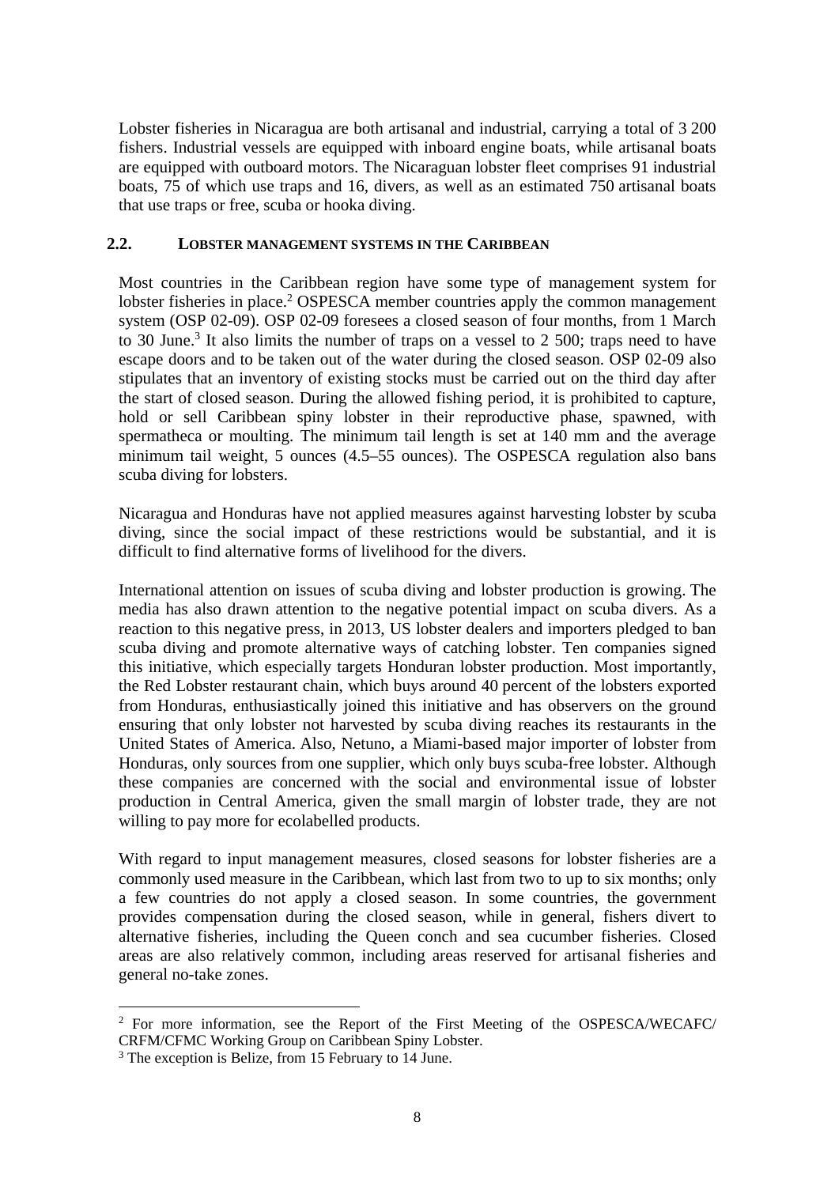Lobster fisheries in Nicaragua are both artisanal and industrial, carrying a total of 3 200 fishers. Industrial vessels are equipped with inboard engine boats, while artisanal boats are equipped with outboard motors. The Nicaraguan lobster fleet comprises 91 industrial boats, 75 of which use traps and 16, divers, as well as an estimated 750 artisanal boats that use traps or free, scuba or hooka diving.

## 2.2. LOBSTER MANAGEMENT SYSTEMS IN THE CARIBBEAN

Most countries in the Caribbean region have some type of management system for lobster fisheries in place.[2] OSPESCA member countries apply the common management system (OSP 02-09). OSP 02-09 foresees a closed season of four months, from 1 March to 30 June.[3] It also limits the number of traps on a vessel to 2 500; traps need to have escape doors and to be taken out of the water during the closed season. OSP 02-09 also stipulates that an inventory of existing stocks must be carried out on the third day after the start of closed season. During the allowed fishing period, it is prohibited to capture, hold or sell Caribbean spiny lobster in their reproductive phase, spawned, with spermatheca or moulting. The minimum tail length is set at 140 mm and the average minimum tail weight, 5 ounces (4.5–55 ounces). The OSPESCA regulation also bans scuba diving for lobsters.

Nicaragua and Honduras have not applied measures against harvesting lobster by scuba diving, since the social impact of these restrictions would be substantial, and it is difficult to find alternative forms of livelihood for the divers.

International attention on issues of scuba diving and lobster production is growing. The media has also drawn attention to the negative potential impact on scuba divers. As a reaction to this negative press, in 2013, US lobster dealers and importers pledged to ban scuba diving and promote alternative ways of catching lobster. Ten companies signed this initiative, which especially targets Honduran lobster production. Most importantly, the Red Lobster restaurant chain, which buys around 40 percent of the lobsters exported from Honduras, enthusiastically joined this initiative and has observers on the ground ensuring that only lobster not harvested by scuba diving reaches its restaurants in the United States of America. Also, Netuno, a Miami-based major importer of lobster from Honduras, only sources from one supplier, which only buys scuba-free lobster. Although these companies are concerned with the social and environmental issue of lobster production in Central America, given the small margin of lobster trade, they are not willing to pay more for ecolabelled products.

With regard to input management measures, closed seasons for lobster fisheries are a commonly used measure in the Caribbean, which last from two to up to six months; only a few countries do not apply a closed season. In some countries, the government provides compensation during the closed season, while in general, fishers divert to alternative fisheries, including the Queen conch and sea cucumber fisheries. Closed areas are also relatively common, including areas reserved for artisanal fisheries and general no-take zones.

---

[2] For more information, see the Report of the First Meeting of the OSPESCA/WECAFC/CRFM/CFMC Working Group on Caribbean Spiny Lobster.

[3] The exception is Belize, from 15 February to 14 June.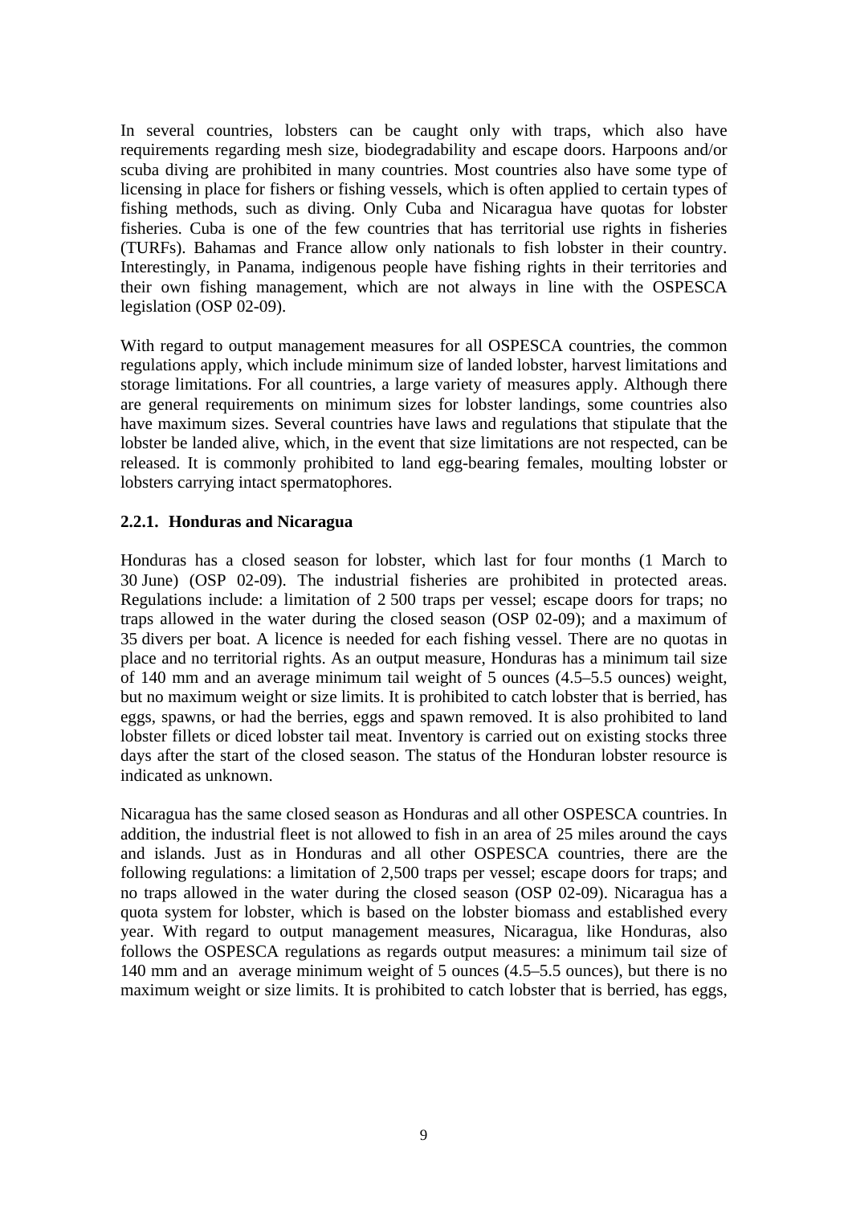In several countries, lobsters can be caught only with traps, which also have requirements regarding mesh size, biodegradability and escape doors. Harpoons and/or scuba diving are prohibited in many countries. Most countries also have some type of licensing in place for fishers or fishing vessels, which is often applied to certain types of fishing methods, such as diving. Only Cuba and Nicaragua have quotas for lobster fisheries. Cuba is one of the few countries that has territorial use rights in fisheries (TURFs). Bahamas and France allow only nationals to fish lobster in their country. Interestingly, in Panama, indigenous people have fishing rights in their territories and their own fishing management, which are not always in line with the OSPESCA legislation (OSP 02-09).

With regard to output management measures for all OSPESCA countries, the common regulations apply, which include minimum size of landed lobster, harvest limitations and storage limitations. For all countries, a large variety of measures apply. Although there are general requirements on minimum sizes for lobster landings, some countries also have maximum sizes. Several countries have laws and regulations that stipulate that the lobster be landed alive, which, in the event that size limitations are not respected, can be released. It is commonly prohibited to land egg-bearing females, moulting lobster or lobsters carrying intact spermatophores.

### 2.2.1. Honduras and Nicaragua

Honduras has a closed season for lobster, which last for four months (1 March to 30 June) (OSP 02-09). The industrial fisheries are prohibited in protected areas. Regulations include: a limitation of 2 500 traps per vessel; escape doors for traps; no traps allowed in the water during the closed season (OSP 02-09); and a maximum of 35 divers per boat. A licence is needed for each fishing vessel. There are no quotas in place and no territorial rights. As an output measure, Honduras has a minimum tail size of 140 mm and an average minimum tail weight of 5 ounces (4.5–5.5 ounces) weight, but no maximum weight or size limits. It is prohibited to catch lobster that is berried, has eggs, spawns, or had the berries, eggs and spawn removed. It is also prohibited to land lobster fillets or diced lobster tail meat. Inventory is carried out on existing stocks three days after the start of the closed season. The status of the Honduran lobster resource is indicated as unknown.

Nicaragua has the same closed season as Honduras and all other OSPESCA countries. In addition, the industrial fleet is not allowed to fish in an area of 25 miles around the cays and islands. Just as in Honduras and all other OSPESCA countries, there are the following regulations: a limitation of 2,500 traps per vessel; escape doors for traps; and no traps allowed in the water during the closed season (OSP 02-09). Nicaragua has a quota system for lobster, which is based on the lobster biomass and established every year. With regard to output management measures, Nicaragua, like Honduras, also follows the OSPESCA regulations as regards output measures: a minimum tail size of 140 mm and an average minimum weight of 5 ounces (4.5–5.5 ounces), but there is no maximum weight or size limits. It is prohibited to catch lobster that is berried, has eggs,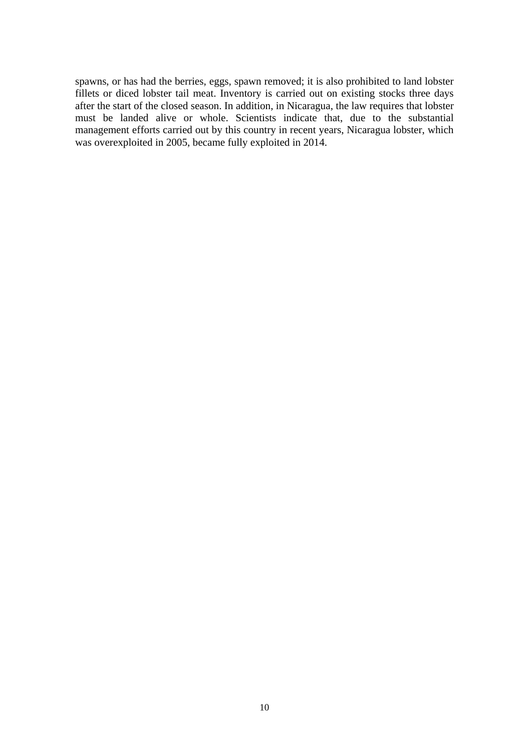spawns, or has had the berries, eggs, spawn removed; it is also prohibited to land lobster fillets or diced lobster tail meat. Inventory is carried out on existing stocks three days after the start of the closed season. In addition, in Nicaragua, the law requires that lobster must be landed alive or whole. Scientists indicate that, due to the substantial management efforts carried out by this country in recent years, Nicaragua lobster, which was overexploited in 2005, became fully exploited in 2014.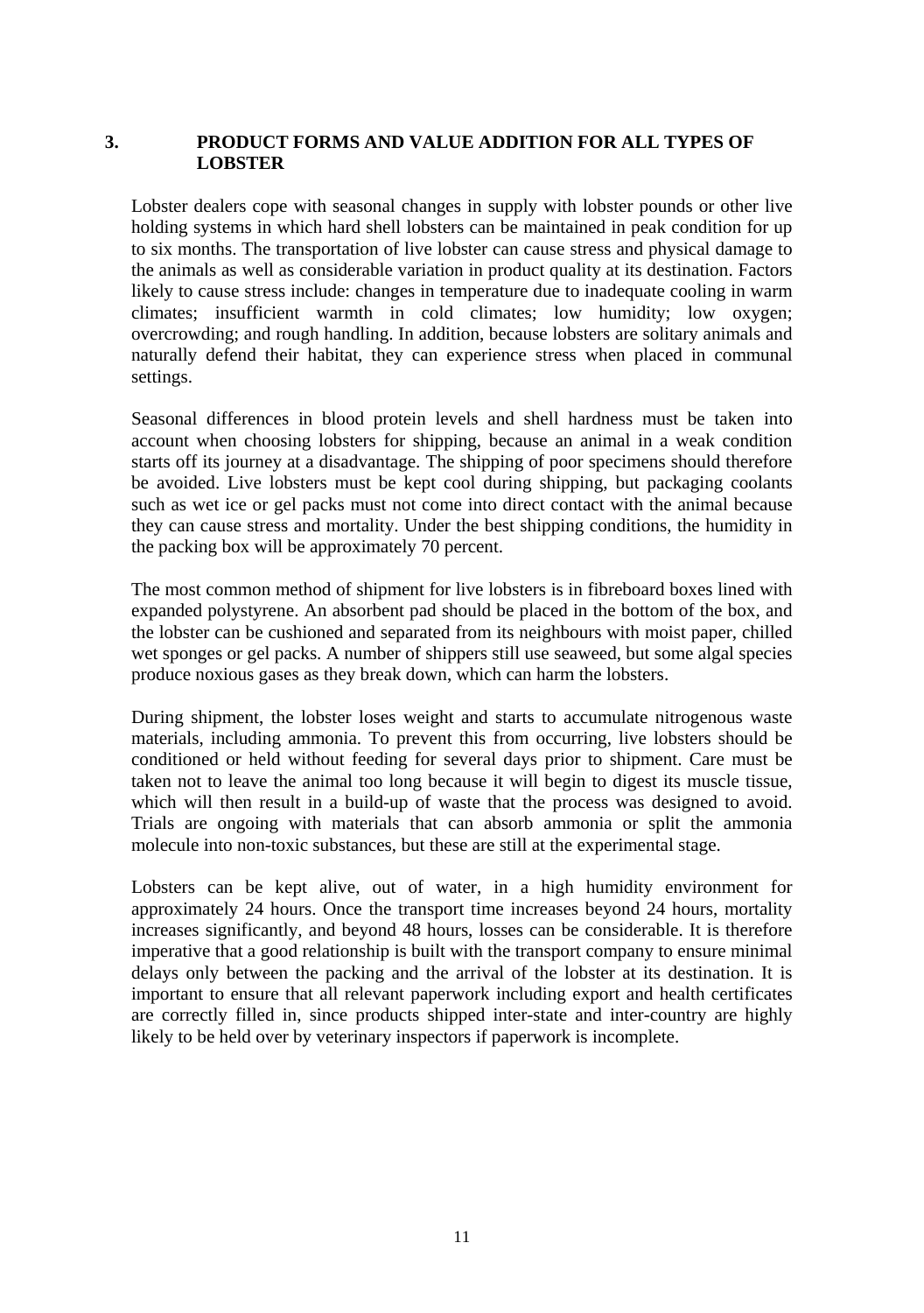# 3. PRODUCT FORMS AND VALUE ADDITION FOR ALL TYPES OF LOBSTER

Lobster dealers cope with seasonal changes in supply with lobster pounds or other live holding systems in which hard shell lobsters can be maintained in peak condition for up to six months. The transportation of live lobster can cause stress and physical damage to the animals as well as considerable variation in product quality at its destination. Factors likely to cause stress include: changes in temperature due to inadequate cooling in warm climates; insufficient warmth in cold climates; low humidity; low oxygen; overcrowding; and rough handling. In addition, because lobsters are solitary animals and naturally defend their habitat, they can experience stress when placed in communal settings.

Seasonal differences in blood protein levels and shell hardness must be taken into account when choosing lobsters for shipping, because an animal in a weak condition starts off its journey at a disadvantage. The shipping of poor specimens should therefore be avoided. Live lobsters must be kept cool during shipping, but packaging coolants such as wet ice or gel packs must not come into direct contact with the animal because they can cause stress and mortality. Under the best shipping conditions, the humidity in the packing box will be approximately 70 percent.

The most common method of shipment for live lobsters is in fibreboard boxes lined with expanded polystyrene. An absorbent pad should be placed in the bottom of the box, and the lobster can be cushioned and separated from its neighbours with moist paper, chilled wet sponges or gel packs. A number of shippers still use seaweed, but some algal species produce noxious gases as they break down, which can harm the lobsters.

During shipment, the lobster loses weight and starts to accumulate nitrogenous waste materials, including ammonia. To prevent this from occurring, live lobsters should be conditioned or held without feeding for several days prior to shipment. Care must be taken not to leave the animal too long because it will begin to digest its muscle tissue, which will then result in a build-up of waste that the process was designed to avoid. Trials are ongoing with materials that can absorb ammonia or split the ammonia molecule into non-toxic substances, but these are still at the experimental stage.

Lobsters can be kept alive, out of water, in a high humidity environment for approximately 24 hours. Once the transport time increases beyond 24 hours, mortality increases significantly, and beyond 48 hours, losses can be considerable. It is therefore imperative that a good relationship is built with the transport company to ensure minimal delays only between the packing and the arrival of the lobster at its destination. It is important to ensure that all relevant paperwork including export and health certificates are correctly filled in, since products shipped inter-state and inter-country are highly likely to be held over by veterinary inspectors if paperwork is incomplete.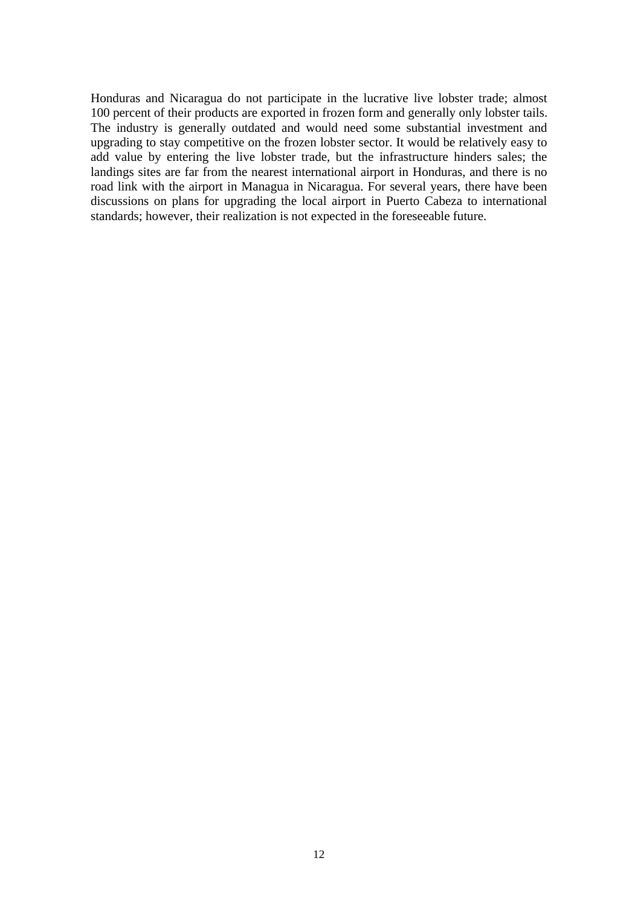Honduras and Nicaragua do not participate in the lucrative live lobster trade; almost 100 percent of their products are exported in frozen form and generally only lobster tails. The industry is generally outdated and would need some substantial investment and upgrading to stay competitive on the frozen lobster sector. It would be relatively easy to add value by entering the live lobster trade, but the infrastructure hinders sales; the landings sites are far from the nearest international airport in Honduras, and there is no road link with the airport in Managua in Nicaragua. For several years, there have been discussions on plans for upgrading the local airport in Puerto Cabeza to international standards; however, their realization is not expected in the foreseeable future.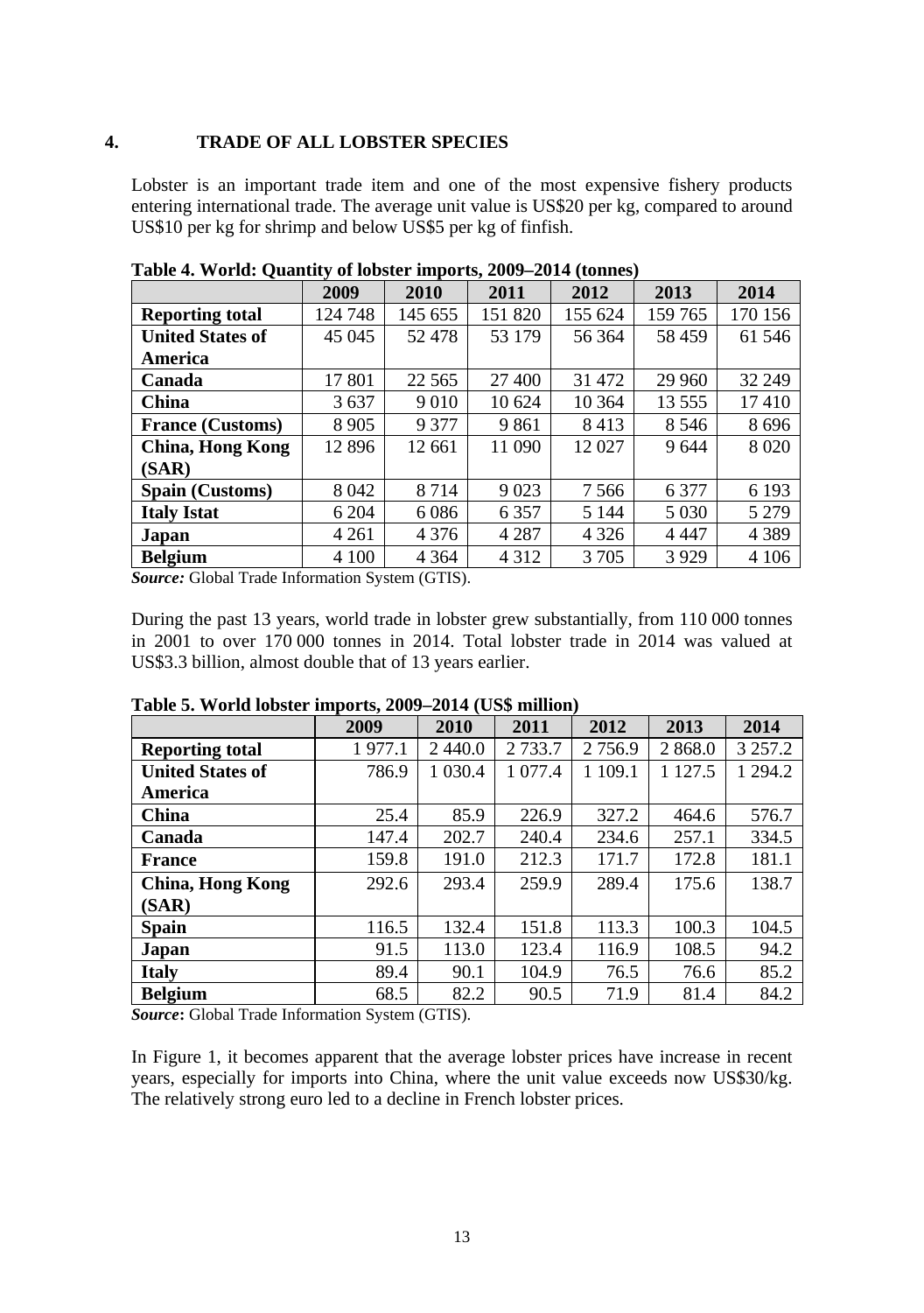## 4. TRADE OF ALL LOBSTER SPECIES

Lobster is an important trade item and one of the most expensive fishery products entering international trade. The average unit value is US$20 per kg, compared to around US$10 per kg for shrimp and below US$5 per kg of finfish.

**Table 4. World: Quantity of lobster imports, 2009–2014 (tonnes)**

| | 2009 | 2010 | 2011 | 2012 | 2013 | 2014 |
|---|---|---|---|---|---|---|
| **Reporting total** | 124 748 | 145 655 | 151 820 | 155 624 | 159 765 | 170 156 |
| **United States of America** | 45 045 | 52 478 | 53 179 | 56 364 | 58 459 | 61 546 |
| **Canada** | 17 801 | 22 565 | 27 400 | 31 472 | 29 960 | 32 249 |
| **China** | 3 637 | 9 010 | 10 624 | 10 364 | 13 555 | 17 410 |
| **France (Customs)** | 8 905 | 9 377 | 9 861 | 8 413 | 8 546 | 8 696 |
| **China, Hong Kong (SAR)** | 12 896 | 12 661 | 11 090 | 12 027 | 9 644 | 8 020 |
| **Spain (Customs)** | 8 042 | 8 714 | 9 023 | 7 566 | 6 377 | 6 193 |
| **Italy Istat** | 6 204 | 6 086 | 6 357 | 5 144 | 5 030 | 5 279 |
| **Japan** | 4 261 | 4 376 | 4 287 | 4 326 | 4 447 | 4 389 |
| **Belgium** | 4 100 | 4 364 | 4 312 | 3 705 | 3 929 | 4 106 |

***Source:*** Global Trade Information System (GTIS).

During the past 13 years, world trade in lobster grew substantially, from 110 000 tonnes in 2001 to over 170 000 tonnes in 2014. Total lobster trade in 2014 was valued at US$3.3 billion, almost double that of 13 years earlier.

**Table 5. World lobster imports, 2009–2014 (US$ million)**

| | 2009 | 2010 | 2011 | 2012 | 2013 | 2014 |
|---|---|---|---|---|---|---|
| **Reporting total** | 1 977.1 | 2 440.0 | 2 733.7 | 2 756.9 | 2 868.0 | 3 257.2 |
| **United States of America** | 786.9 | 1 030.4 | 1 077.4 | 1 109.1 | 1 127.5 | 1 294.2 |
| **China** | 25.4 | 85.9 | 226.9 | 327.2 | 464.6 | 576.7 |
| **Canada** | 147.4 | 202.7 | 240.4 | 234.6 | 257.1 | 334.5 |
| **France** | 159.8 | 191.0 | 212.3 | 171.7 | 172.8 | 181.1 |
| **China, Hong Kong (SAR)** | 292.6 | 293.4 | 259.9 | 289.4 | 175.6 | 138.7 |
| **Spain** | 116.5 | 132.4 | 151.8 | 113.3 | 100.3 | 104.5 |
| **Japan** | 91.5 | 113.0 | 123.4 | 116.9 | 108.5 | 94.2 |
| **Italy** | 89.4 | 90.1 | 104.9 | 76.5 | 76.6 | 85.2 |
| **Belgium** | 68.5 | 82.2 | 90.5 | 71.9 | 81.4 | 84.2 |

***Source*:** Global Trade Information System (GTIS).

In Figure 1, it becomes apparent that the average lobster prices have increase in recent years, especially for imports into China, where the unit value exceeds now US$30/kg. The relatively strong euro led to a decline in French lobster prices.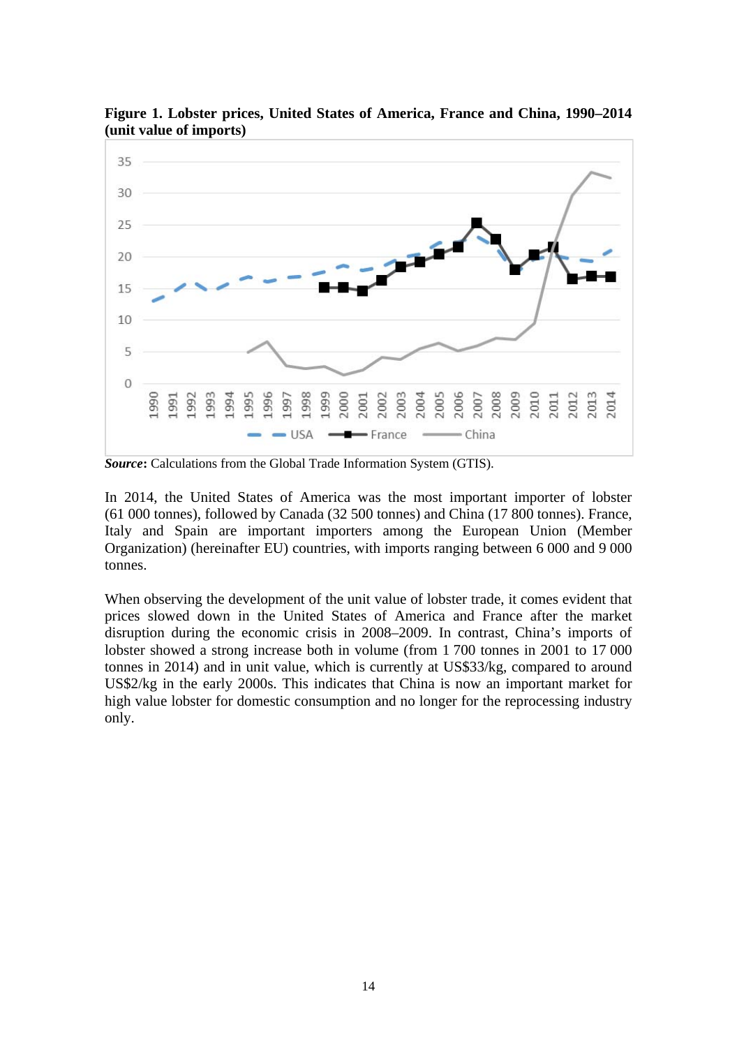**Figure 1. Lobster prices, United States of America, France and China, 1990–2014 (unit value of imports)**

***Source*:** Calculations from the Global Trade Information System (GTIS).

In 2014, the United States of America was the most important importer of lobster (61 000 tonnes), followed by Canada (32 500 tonnes) and China (17 800 tonnes). France, Italy and Spain are important importers among the European Union (Member Organization) (hereinafter EU) countries, with imports ranging between 6 000 and 9 000 tonnes.

When observing the development of the unit value of lobster trade, it comes evident that prices slowed down in the United States of America and France after the market disruption during the economic crisis in 2008–2009. In contrast, China's imports of lobster showed a strong increase both in volume (from 1 700 tonnes in 2001 to 17 000 tonnes in 2014) and in unit value, which is currently at US$33/kg, compared to around US$2/kg in the early 2000s. This indicates that China is now an important market for high value lobster for domestic consumption and no longer for the reprocessing industry only.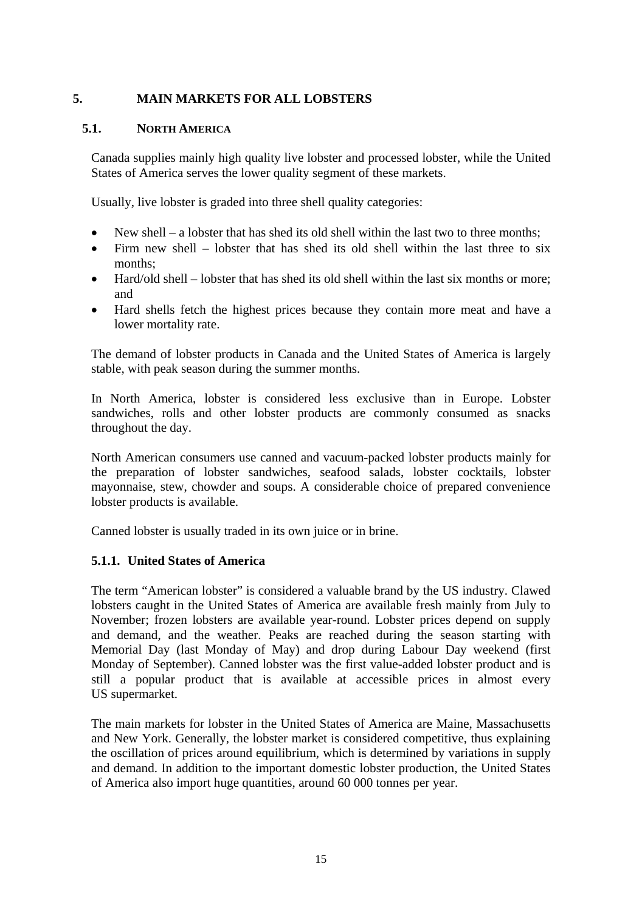## 5. MAIN MARKETS FOR ALL LOBSTERS

### 5.1. NORTH AMERICA

Canada supplies mainly high quality live lobster and processed lobster, while the United States of America serves the lower quality segment of these markets.

Usually, live lobster is graded into three shell quality categories:

- New shell – a lobster that has shed its old shell within the last two to three months;
- Firm new shell – lobster that has shed its old shell within the last three to six months;
- Hard/old shell – lobster that has shed its old shell within the last six months or more; and
- Hard shells fetch the highest prices because they contain more meat and have a lower mortality rate.

The demand of lobster products in Canada and the United States of America is largely stable, with peak season during the summer months.

In North America, lobster is considered less exclusive than in Europe. Lobster sandwiches, rolls and other lobster products are commonly consumed as snacks throughout the day.

North American consumers use canned and vacuum-packed lobster products mainly for the preparation of lobster sandwiches, seafood salads, lobster cocktails, lobster mayonnaise, stew, chowder and soups. A considerable choice of prepared convenience lobster products is available.

Canned lobster is usually traded in its own juice or in brine.

#### 5.1.1. United States of America

The term "American lobster" is considered a valuable brand by the US industry. Clawed lobsters caught in the United States of America are available fresh mainly from July to November; frozen lobsters are available year-round. Lobster prices depend on supply and demand, and the weather. Peaks are reached during the season starting with Memorial Day (last Monday of May) and drop during Labour Day weekend (first Monday of September). Canned lobster was the first value-added lobster product and is still a popular product that is available at accessible prices in almost every US supermarket.

The main markets for lobster in the United States of America are Maine, Massachusetts and New York. Generally, the lobster market is considered competitive, thus explaining the oscillation of prices around equilibrium, which is determined by variations in supply and demand. In addition to the important domestic lobster production, the United States of America also import huge quantities, around 60 000 tonnes per year.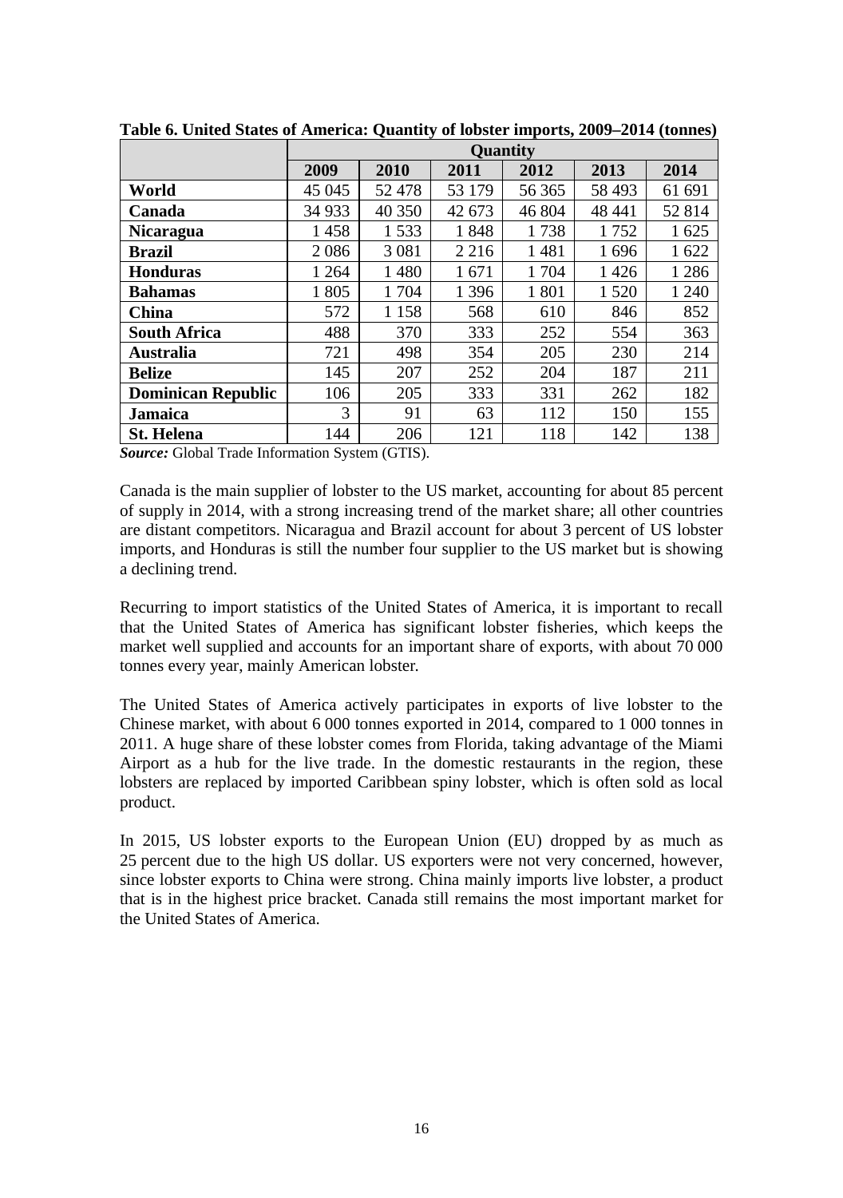**Table 6. United States of America: Quantity of lobster imports, 2009–2014 (tonnes)**

| | Quantity | | | | | |
|---|---|---|---|---|---|---|
| | 2009 | 2010 | 2011 | 2012 | 2013 | 2014 |
| **World** | 45 045 | 52 478 | 53 179 | 56 365 | 58 493 | 61 691 |
| **Canada** | 34 933 | 40 350 | 42 673 | 46 804 | 48 441 | 52 814 |
| **Nicaragua** | 1 458 | 1 533 | 1 848 | 1 738 | 1 752 | 1 625 |
| **Brazil** | 2 086 | 3 081 | 2 216 | 1 481 | 1 696 | 1 622 |
| **Honduras** | 1 264 | 1 480 | 1 671 | 1 704 | 1 426 | 1 286 |
| **Bahamas** | 1 805 | 1 704 | 1 396 | 1 801 | 1 520 | 1 240 |
| **China** | 572 | 1 158 | 568 | 610 | 846 | 852 |
| **South Africa** | 488 | 370 | 333 | 252 | 554 | 363 |
| **Australia** | 721 | 498 | 354 | 205 | 230 | 214 |
| **Belize** | 145 | 207 | 252 | 204 | 187 | 211 |
| **Dominican Republic** | 106 | 205 | 333 | 331 | 262 | 182 |
| **Jamaica** | 3 | 91 | 63 | 112 | 150 | 155 |
| **St. Helena** | 144 | 206 | 121 | 118 | 142 | 138 |

***Source:*** Global Trade Information System (GTIS).

Canada is the main supplier of lobster to the US market, accounting for about 85 percent of supply in 2014, with a strong increasing trend of the market share; all other countries are distant competitors. Nicaragua and Brazil account for about 3 percent of US lobster imports, and Honduras is still the number four supplier to the US market but is showing a declining trend.

Recurring to import statistics of the United States of America, it is important to recall that the United States of America has significant lobster fisheries, which keeps the market well supplied and accounts for an important share of exports, with about 70 000 tonnes every year, mainly American lobster.

The United States of America actively participates in exports of live lobster to the Chinese market, with about 6 000 tonnes exported in 2014, compared to 1 000 tonnes in 2011. A huge share of these lobster comes from Florida, taking advantage of the Miami Airport as a hub for the live trade. In the domestic restaurants in the region, these lobsters are replaced by imported Caribbean spiny lobster, which is often sold as local product.

In 2015, US lobster exports to the European Union (EU) dropped by as much as 25 percent due to the high US dollar. US exporters were not very concerned, however, since lobster exports to China were strong. China mainly imports live lobster, a product that is in the highest price bracket. Canada still remains the most important market for the United States of America.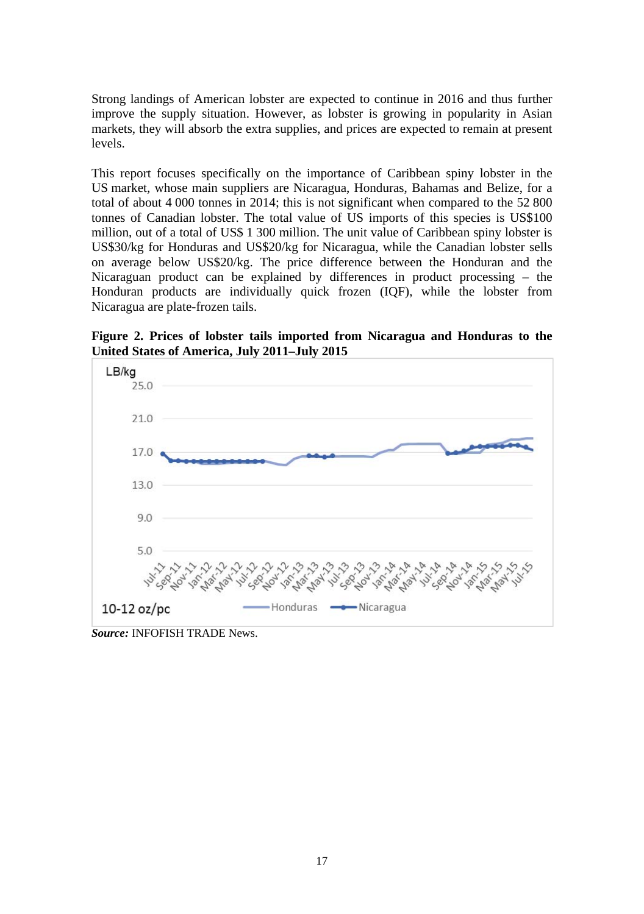Strong landings of American lobster are expected to continue in 2016 and thus further improve the supply situation. However, as lobster is growing in popularity in Asian markets, they will absorb the extra supplies, and prices are expected to remain at present levels.

This report focuses specifically on the importance of Caribbean spiny lobster in the US market, whose main suppliers are Nicaragua, Honduras, Bahamas and Belize, for a total of about 4 000 tonnes in 2014; this is not significant when compared to the 52 800 tonnes of Canadian lobster. The total value of US imports of this species is US$100 million, out of a total of US$ 1 300 million. The unit value of Caribbean spiny lobster is US$30/kg for Honduras and US$20/kg for Nicaragua, while the Canadian lobster sells on average below US$20/kg. The price difference between the Honduran and the Nicaraguan product can be explained by differences in product processing – the Honduran products are individually quick frozen (IQF), while the lobster from Nicaragua are plate-frozen tails.

**Figure 2. Prices of lobster tails imported from Nicaragua and Honduras to the United States of America, July 2011–July 2015**

*Source:* INFOFISH TRADE News.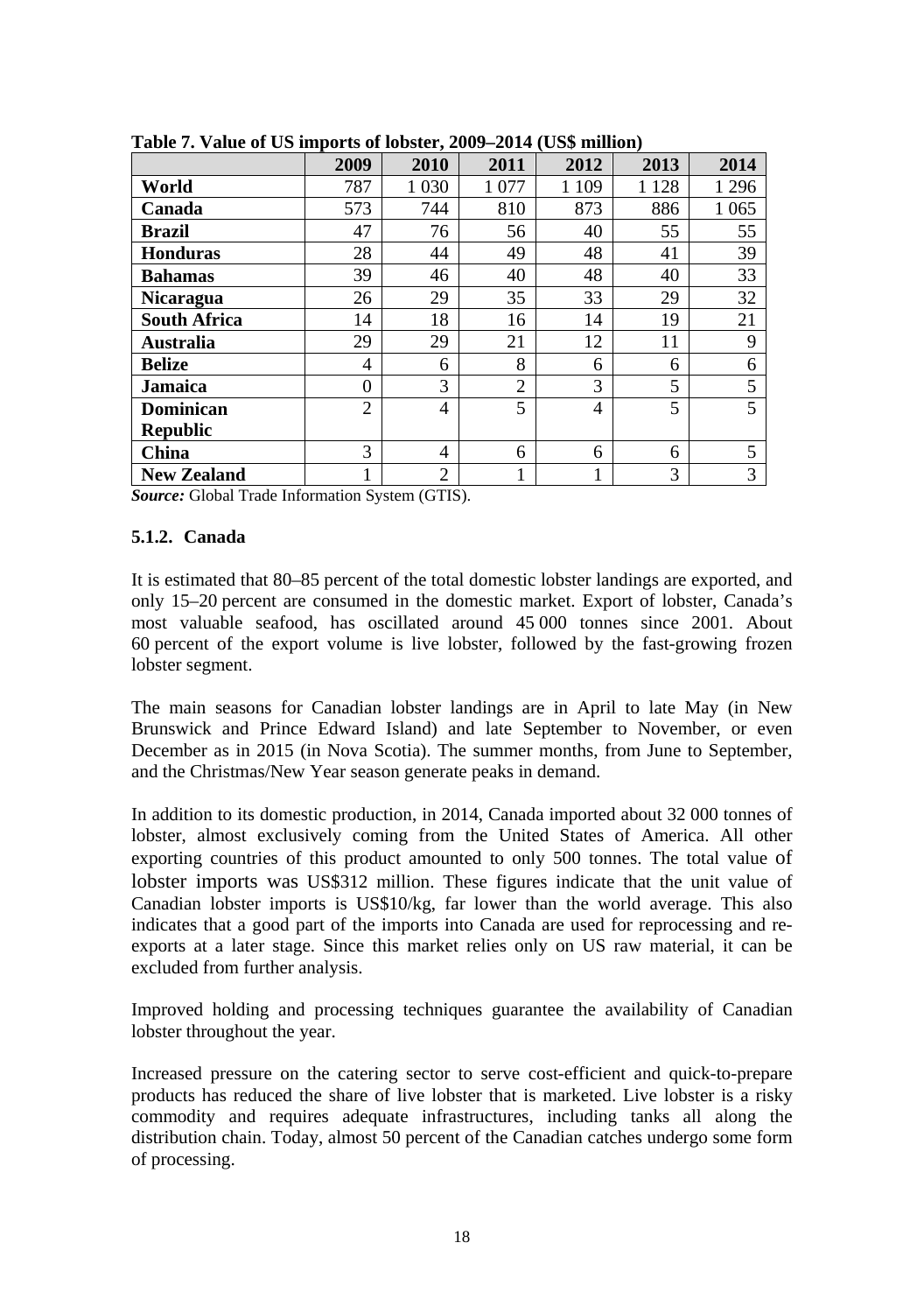**Table 7. Value of US imports of lobster, 2009–2014 (US$ million)**

| | 2009 | 2010 | 2011 | 2012 | 2013 | 2014 |
|---|---|---|---|---|---|---|
| **World** | 787 | 1 030 | 1 077 | 1 109 | 1 128 | 1 296 |
| **Canada** | 573 | 744 | 810 | 873 | 886 | 1 065 |
| **Brazil** | 47 | 76 | 56 | 40 | 55 | 55 |
| **Honduras** | 28 | 44 | 49 | 48 | 41 | 39 |
| **Bahamas** | 39 | 46 | 40 | 48 | 40 | 33 |
| **Nicaragua** | 26 | 29 | 35 | 33 | 29 | 32 |
| **South Africa** | 14 | 18 | 16 | 14 | 19 | 21 |
| **Australia** | 29 | 29 | 21 | 12 | 11 | 9 |
| **Belize** | 4 | 6 | 8 | 6 | 6 | 6 |
| **Jamaica** | 0 | 3 | 2 | 3 | 5 | 5 |
| **Dominican Republic** | 2 | 4 | 5 | 4 | 5 | 5 |
| **China** | 3 | 4 | 6 | 6 | 6 | 5 |
| **New Zealand** | 1 | 2 | 1 | 1 | 3 | 3 |

***Source:*** Global Trade Information System (GTIS).

### 5.1.2. Canada

It is estimated that 80–85 percent of the total domestic lobster landings are exported, and only 15–20 percent are consumed in the domestic market. Export of lobster, Canada's most valuable seafood, has oscillated around 45 000 tonnes since 2001. About 60 percent of the export volume is live lobster, followed by the fast-growing frozen lobster segment.

The main seasons for Canadian lobster landings are in April to late May (in New Brunswick and Prince Edward Island) and late September to November, or even December as in 2015 (in Nova Scotia). The summer months, from June to September, and the Christmas/New Year season generate peaks in demand.

In addition to its domestic production, in 2014, Canada imported about 32 000 tonnes of lobster, almost exclusively coming from the United States of America. All other exporting countries of this product amounted to only 500 tonnes. The total value of lobster imports was US$312 million. These figures indicate that the unit value of Canadian lobster imports is US$10/kg, far lower than the world average. This also indicates that a good part of the imports into Canada are used for reprocessing and re-exports at a later stage. Since this market relies only on US raw material, it can be excluded from further analysis.

Improved holding and processing techniques guarantee the availability of Canadian lobster throughout the year.

Increased pressure on the catering sector to serve cost-efficient and quick-to-prepare products has reduced the share of live lobster that is marketed. Live lobster is a risky commodity and requires adequate infrastructures, including tanks all along the distribution chain. Today, almost 50 percent of the Canadian catches undergo some form of processing.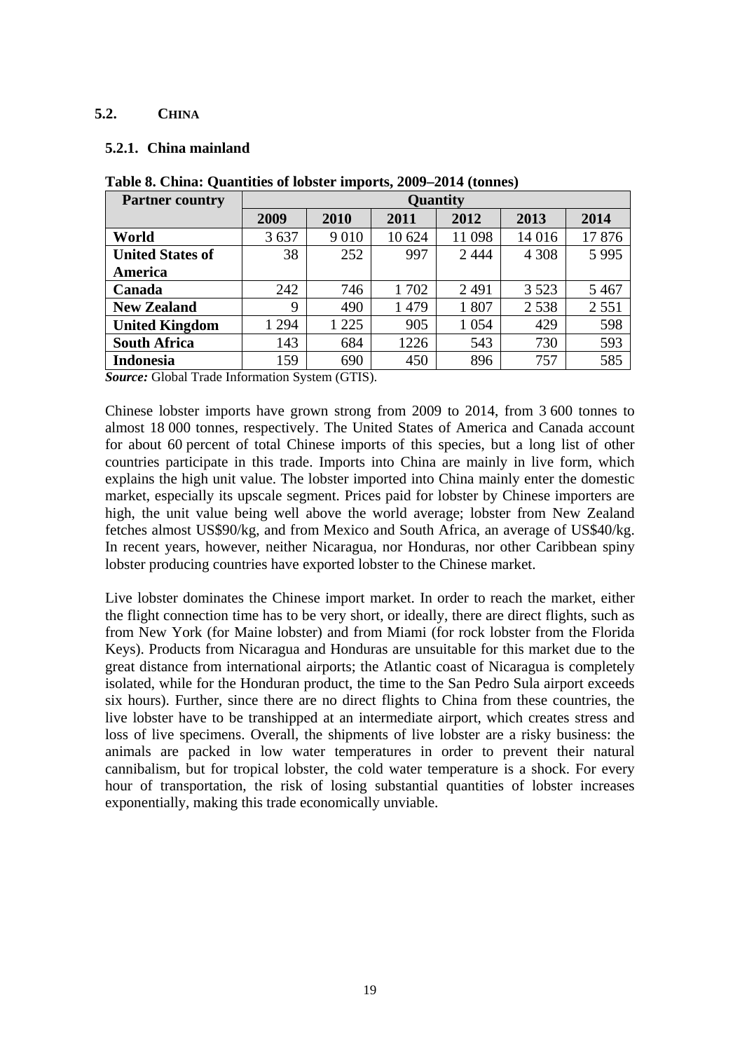## 5.2. CHINA

### 5.2.1. China mainland

**Table 8. China: Quantities of lobster imports, 2009–2014 (tonnes)**

| Partner country | Quantity | | | | | |
|---|---|---|---|---|---|---|
| | 2009 | 2010 | 2011 | 2012 | 2013 | 2014 |
| **World** | 3 637 | 9 010 | 10 624 | 11 098 | 14 016 | 17 876 |
| **United States of America** | 38 | 252 | 997 | 2 444 | 4 308 | 5 995 |
| **Canada** | 242 | 746 | 1 702 | 2 491 | 3 523 | 5 467 |
| **New Zealand** | 9 | 490 | 1 479 | 1 807 | 2 538 | 2 551 |
| **United Kingdom** | 1 294 | 1 225 | 905 | 1 054 | 429 | 598 |
| **South Africa** | 143 | 684 | 1226 | 543 | 730 | 593 |
| **Indonesia** | 159 | 690 | 450 | 896 | 757 | 585 |

***Source:*** Global Trade Information System (GTIS).

Chinese lobster imports have grown strong from 2009 to 2014, from 3 600 tonnes to almost 18 000 tonnes, respectively. The United States of America and Canada account for about 60 percent of total Chinese imports of this species, but a long list of other countries participate in this trade. Imports into China are mainly in live form, which explains the high unit value. The lobster imported into China mainly enter the domestic market, especially its upscale segment. Prices paid for lobster by Chinese importers are high, the unit value being well above the world average; lobster from New Zealand fetches almost US$90/kg, and from Mexico and South Africa, an average of US$40/kg. In recent years, however, neither Nicaragua, nor Honduras, nor other Caribbean spiny lobster producing countries have exported lobster to the Chinese market.

Live lobster dominates the Chinese import market. In order to reach the market, either the flight connection time has to be very short, or ideally, there are direct flights, such as from New York (for Maine lobster) and from Miami (for rock lobster from the Florida Keys). Products from Nicaragua and Honduras are unsuitable for this market due to the great distance from international airports; the Atlantic coast of Nicaragua is completely isolated, while for the Honduran product, the time to the San Pedro Sula airport exceeds six hours). Further, since there are no direct flights to China from these countries, the live lobster have to be transhipped at an intermediate airport, which creates stress and loss of live specimens. Overall, the shipments of live lobster are a risky business: the animals are packed in low water temperatures in order to prevent their natural cannibalism, but for tropical lobster, the cold water temperature is a shock. For every hour of transportation, the risk of losing substantial quantities of lobster increases exponentially, making this trade economically unviable.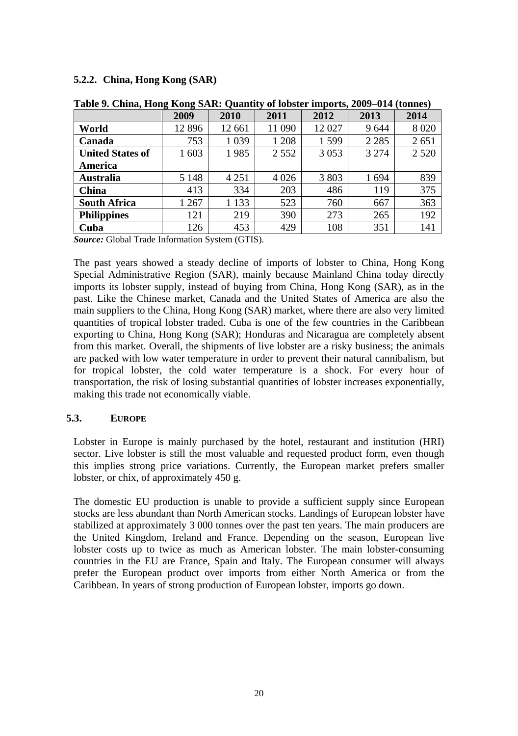### 5.2.2. China, Hong Kong (SAR)

**Table 9. China, Hong Kong SAR: Quantity of lobster imports, 2009–014 (tonnes)**

| | 2009 | 2010 | 2011 | 2012 | 2013 | 2014 |
|---|---|---|---|---|---|---|
| **World** | 12 896 | 12 661 | 11 090 | 12 027 | 9 644 | 8 020 |
| **Canada** | 753 | 1 039 | 1 208 | 1 599 | 2 285 | 2 651 |
| **United States of America** | 1 603 | 1 985 | 2 552 | 3 053 | 3 274 | 2 520 |
| **Australia** | 5 148 | 4 251 | 4 026 | 3 803 | 1 694 | 839 |
| **China** | 413 | 334 | 203 | 486 | 119 | 375 |
| **South Africa** | 1 267 | 1 133 | 523 | 760 | 667 | 363 |
| **Philippines** | 121 | 219 | 390 | 273 | 265 | 192 |
| **Cuba** | 126 | 453 | 429 | 108 | 351 | 141 |

***Source:*** Global Trade Information System (GTIS).

The past years showed a steady decline of imports of lobster to China, Hong Kong Special Administrative Region (SAR), mainly because Mainland China today directly imports its lobster supply, instead of buying from China, Hong Kong (SAR), as in the past. Like the Chinese market, Canada and the United States of America are also the main suppliers to the China, Hong Kong (SAR) market, where there are also very limited quantities of tropical lobster traded. Cuba is one of the few countries in the Caribbean exporting to China, Hong Kong (SAR); Honduras and Nicaragua are completely absent from this market. Overall, the shipments of live lobster are a risky business; the animals are packed with low water temperature in order to prevent their natural cannibalism, but for tropical lobster, the cold water temperature is a shock. For every hour of transportation, the risk of losing substantial quantities of lobster increases exponentially, making this trade not economically viable.

## 5.3. EUROPE

Lobster in Europe is mainly purchased by the hotel, restaurant and institution (HRI) sector. Live lobster is still the most valuable and requested product form, even though this implies strong price variations. Currently, the European market prefers smaller lobster, or chix, of approximately 450 g.

The domestic EU production is unable to provide a sufficient supply since European stocks are less abundant than North American stocks. Landings of European lobster have stabilized at approximately 3 000 tonnes over the past ten years. The main producers are the United Kingdom, Ireland and France. Depending on the season, European live lobster costs up to twice as much as American lobster. The main lobster-consuming countries in the EU are France, Spain and Italy. The European consumer will always prefer the European product over imports from either North America or from the Caribbean. In years of strong production of European lobster, imports go down.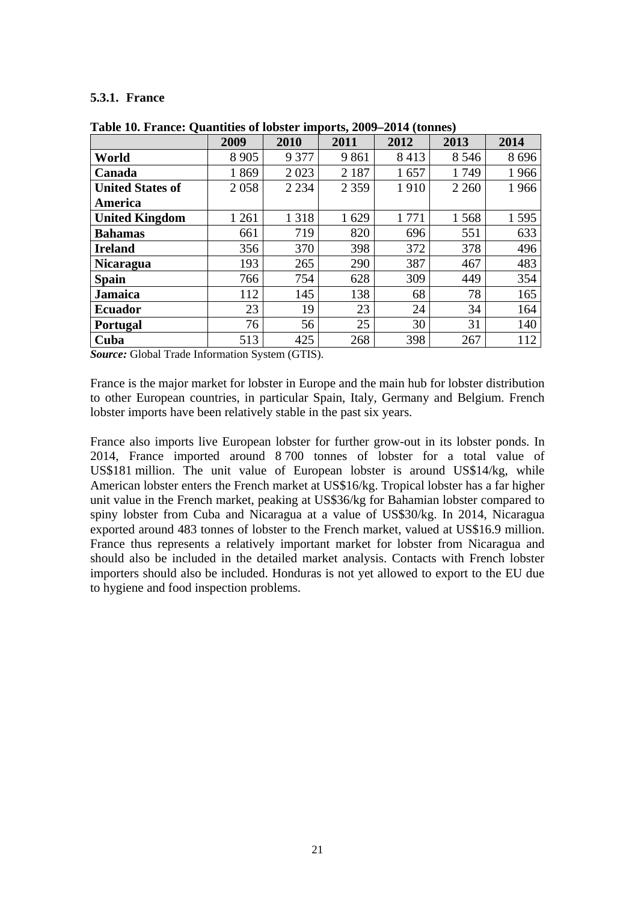### 5.3.1. France

**Table 10. France: Quantities of lobster imports, 2009–2014 (tonnes)**

| | 2009 | 2010 | 2011 | 2012 | 2013 | 2014 |
|---|---|---|---|---|---|---|
| **World** | 8 905 | 9 377 | 9 861 | 8 413 | 8 546 | 8 696 |
| **Canada** | 1 869 | 2 023 | 2 187 | 1 657 | 1 749 | 1 966 |
| **United States of America** | 2 058 | 2 234 | 2 359 | 1 910 | 2 260 | 1 966 |
| **United Kingdom** | 1 261 | 1 318 | 1 629 | 1 771 | 1 568 | 1 595 |
| **Bahamas** | 661 | 719 | 820 | 696 | 551 | 633 |
| **Ireland** | 356 | 370 | 398 | 372 | 378 | 496 |
| **Nicaragua** | 193 | 265 | 290 | 387 | 467 | 483 |
| **Spain** | 766 | 754 | 628 | 309 | 449 | 354 |
| **Jamaica** | 112 | 145 | 138 | 68 | 78 | 165 |
| **Ecuador** | 23 | 19 | 23 | 24 | 34 | 164 |
| **Portugal** | 76 | 56 | 25 | 30 | 31 | 140 |
| **Cuba** | 513 | 425 | 268 | 398 | 267 | 112 |

***Source:*** Global Trade Information System (GTIS).

France is the major market for lobster in Europe and the main hub for lobster distribution to other European countries, in particular Spain, Italy, Germany and Belgium. French lobster imports have been relatively stable in the past six years.

France also imports live European lobster for further grow-out in its lobster ponds. In 2014, France imported around 8 700 tonnes of lobster for a total value of US$181 million. The unit value of European lobster is around US$14/kg, while American lobster enters the French market at US$16/kg. Tropical lobster has a far higher unit value in the French market, peaking at US$36/kg for Bahamian lobster compared to spiny lobster from Cuba and Nicaragua at a value of US$30/kg. In 2014, Nicaragua exported around 483 tonnes of lobster to the French market, valued at US$16.9 million. France thus represents a relatively important market for lobster from Nicaragua and should also be included in the detailed market analysis. Contacts with French lobster importers should also be included. Honduras is not yet allowed to export to the EU due to hygiene and food inspection problems.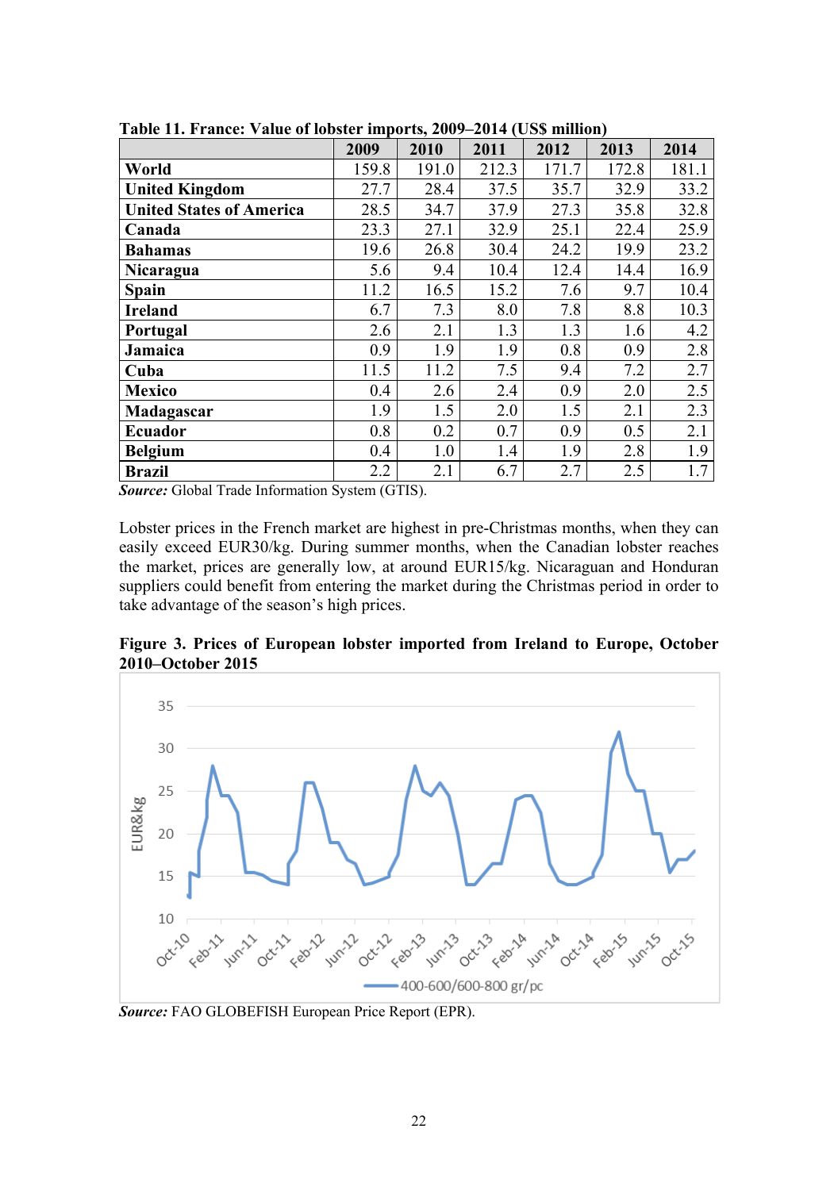**Table 11. France: Value of lobster imports, 2009–2014 (US$ million)**

| | 2009 | 2010 | 2011 | 2012 | 2013 | 2014 |
|---|---|---|---|---|---|---|
| **World** | 159.8 | 191.0 | 212.3 | 171.7 | 172.8 | 181.1 |
| **United Kingdom** | 27.7 | 28.4 | 37.5 | 35.7 | 32.9 | 33.2 |
| **United States of America** | 28.5 | 34.7 | 37.9 | 27.3 | 35.8 | 32.8 |
| **Canada** | 23.3 | 27.1 | 32.9 | 25.1 | 22.4 | 25.9 |
| **Bahamas** | 19.6 | 26.8 | 30.4 | 24.2 | 19.9 | 23.2 |
| **Nicaragua** | 5.6 | 9.4 | 10.4 | 12.4 | 14.4 | 16.9 |
| **Spain** | 11.2 | 16.5 | 15.2 | 7.6 | 9.7 | 10.4 |
| **Ireland** | 6.7 | 7.3 | 8.0 | 7.8 | 8.8 | 10.3 |
| **Portugal** | 2.6 | 2.1 | 1.3 | 1.3 | 1.6 | 4.2 |
| **Jamaica** | 0.9 | 1.9 | 1.9 | 0.8 | 0.9 | 2.8 |
| **Cuba** | 11.5 | 11.2 | 7.5 | 9.4 | 7.2 | 2.7 |
| **Mexico** | 0.4 | 2.6 | 2.4 | 0.9 | 2.0 | 2.5 |
| **Madagascar** | 1.9 | 1.5 | 2.0 | 1.5 | 2.1 | 2.3 |
| **Ecuador** | 0.8 | 0.2 | 0.7 | 0.9 | 0.5 | 2.1 |
| **Belgium** | 0.4 | 1.0 | 1.4 | 1.9 | 2.8 | 1.9 |
| **Brazil** | 2.2 | 2.1 | 6.7 | 2.7 | 2.5 | 1.7 |

***Source:*** Global Trade Information System (GTIS).

Lobster prices in the French market are highest in pre-Christmas months, when they can easily exceed EUR30/kg. During summer months, when the Canadian lobster reaches the market, prices are generally low, at around EUR15/kg. Nicaraguan and Honduran suppliers could benefit from entering the market during the Christmas period in order to take advantage of the season's high prices.

**Figure 3. Prices of European lobster imported from Ireland to Europe, October 2010–October 2015**

***Source:*** FAO GLOBEFISH European Price Report (EPR).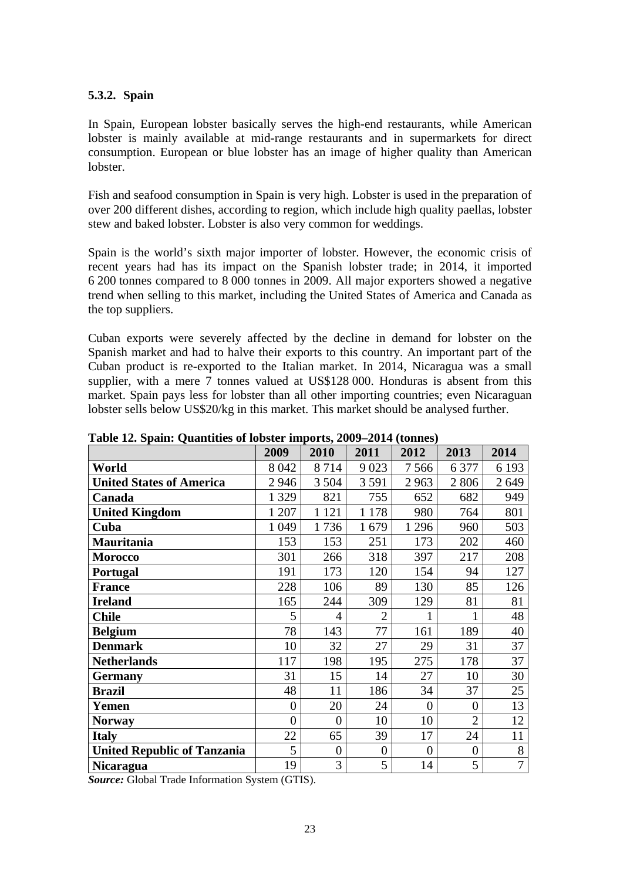### 5.3.2. Spain

In Spain, European lobster basically serves the high-end restaurants, while American lobster is mainly available at mid-range restaurants and in supermarkets for direct consumption. European or blue lobster has an image of higher quality than American lobster.

Fish and seafood consumption in Spain is very high. Lobster is used in the preparation of over 200 different dishes, according to region, which include high quality paellas, lobster stew and baked lobster. Lobster is also very common for weddings.

Spain is the world's sixth major importer of lobster. However, the economic crisis of recent years had has its impact on the Spanish lobster trade; in 2014, it imported 6 200 tonnes compared to 8 000 tonnes in 2009. All major exporters showed a negative trend when selling to this market, including the United States of America and Canada as the top suppliers.

Cuban exports were severely affected by the decline in demand for lobster on the Spanish market and had to halve their exports to this country. An important part of the Cuban product is re-exported to the Italian market. In 2014, Nicaragua was a small supplier, with a mere 7 tonnes valued at US$128 000. Honduras is absent from this market. Spain pays less for lobster than all other importing countries; even Nicaraguan lobster sells below US$20/kg in this market. This market should be analysed further.

**Table 12. Spain: Quantities of lobster imports, 2009–2014 (tonnes)**

| | 2009 | 2010 | 2011 | 2012 | 2013 | 2014 |
|---|---|---|---|---|---|---|
| **World** | 8 042 | 8 714 | 9 023 | 7 566 | 6 377 | 6 193 |
| **United States of America** | 2 946 | 3 504 | 3 591 | 2 963 | 2 806 | 2 649 |
| **Canada** | 1 329 | 821 | 755 | 652 | 682 | 949 |
| **United Kingdom** | 1 207 | 1 121 | 1 178 | 980 | 764 | 801 |
| **Cuba** | 1 049 | 1 736 | 1 679 | 1 296 | 960 | 503 |
| **Mauritania** | 153 | 153 | 251 | 173 | 202 | 460 |
| **Morocco** | 301 | 266 | 318 | 397 | 217 | 208 |
| **Portugal** | 191 | 173 | 120 | 154 | 94 | 127 |
| **France** | 228 | 106 | 89 | 130 | 85 | 126 |
| **Ireland** | 165 | 244 | 309 | 129 | 81 | 81 |
| **Chile** | 5 | 4 | 2 | 1 | 1 | 48 |
| **Belgium** | 78 | 143 | 77 | 161 | 189 | 40 |
| **Denmark** | 10 | 32 | 27 | 29 | 31 | 37 |
| **Netherlands** | 117 | 198 | 195 | 275 | 178 | 37 |
| **Germany** | 31 | 15 | 14 | 27 | 10 | 30 |
| **Brazil** | 48 | 11 | 186 | 34 | 37 | 25 |
| **Yemen** | 0 | 20 | 24 | 0 | 0 | 13 |
| **Norway** | 0 | 0 | 10 | 10 | 2 | 12 |
| **Italy** | 22 | 65 | 39 | 17 | 24 | 11 |
| **United Republic of Tanzania** | 5 | 0 | 0 | 0 | 0 | 8 |
| **Nicaragua** | 19 | 3 | 5 | 14 | 5 | 7 |

***Source:*** Global Trade Information System (GTIS).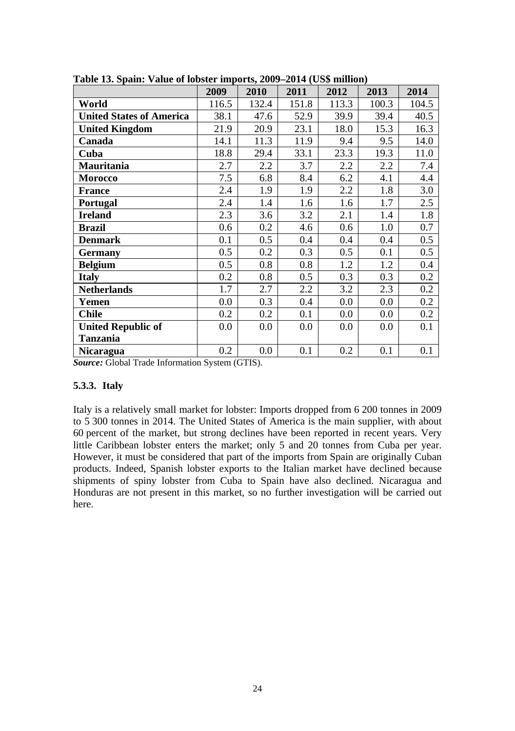**Table 13. Spain: Value of lobster imports, 2009–2014 (US$ million)**

| | 2009 | 2010 | 2011 | 2012 | 2013 | 2014 |
|---|---|---|---|---|---|---|
| **World** | 116.5 | 132.4 | 151.8 | 113.3 | 100.3 | 104.5 |
| **United States of America** | 38.1 | 47.6 | 52.9 | 39.9 | 39.4 | 40.5 |
| **United Kingdom** | 21.9 | 20.9 | 23.1 | 18.0 | 15.3 | 16.3 |
| **Canada** | 14.1 | 11.3 | 11.9 | 9.4 | 9.5 | 14.0 |
| **Cuba** | 18.8 | 29.4 | 33.1 | 23.3 | 19.3 | 11.0 |
| **Mauritania** | 2.7 | 2.2 | 3.7 | 2.2 | 2.2 | 7.4 |
| **Morocco** | 7.5 | 6.8 | 8.4 | 6.2 | 4.1 | 4.4 |
| **France** | 2.4 | 1.9 | 1.9 | 2.2 | 1.8 | 3.0 |
| **Portugal** | 2.4 | 1.4 | 1.6 | 1.6 | 1.7 | 2.5 |
| **Ireland** | 2.3 | 3.6 | 3.2 | 2.1 | 1.4 | 1.8 |
| **Brazil** | 0.6 | 0.2 | 4.6 | 0.6 | 1.0 | 0.7 |
| **Denmark** | 0.1 | 0.5 | 0.4 | 0.4 | 0.4 | 0.5 |
| **Germany** | 0.5 | 0.2 | 0.3 | 0.5 | 0.1 | 0.5 |
| **Belgium** | 0.5 | 0.8 | 0.8 | 1.2 | 1.2 | 0.4 |
| **Italy** | 0.2 | 0.8 | 0.5 | 0.3 | 0.3 | 0.2 |
| **Netherlands** | 1.7 | 2.7 | 2.2 | 3.2 | 2.3 | 0.2 |
| **Yemen** | 0.0 | 0.3 | 0.4 | 0.0 | 0.0 | 0.2 |
| **Chile** | 0.2 | 0.2 | 0.1 | 0.0 | 0.0 | 0.2 |
| **United Republic of Tanzania** | 0.0 | 0.0 | 0.0 | 0.0 | 0.0 | 0.1 |
| **Nicaragua** | 0.2 | 0.0 | 0.1 | 0.2 | 0.1 | 0.1 |

***Source:*** Global Trade Information System (GTIS).

### 5.3.3. Italy

Italy is a relatively small market for lobster: Imports dropped from 6 200 tonnes in 2009 to 5 300 tonnes in 2014. The United States of America is the main supplier, with about 60 percent of the market, but strong declines have been reported in recent years. Very little Caribbean lobster enters the market; only 5 and 20 tonnes from Cuba per year. However, it must be considered that part of the imports from Spain are originally Cuban products. Indeed, Spanish lobster exports to the Italian market have declined because shipments of spiny lobster from Cuba to Spain have also declined. Nicaragua and Honduras are not present in this market, so no further investigation will be carried out here.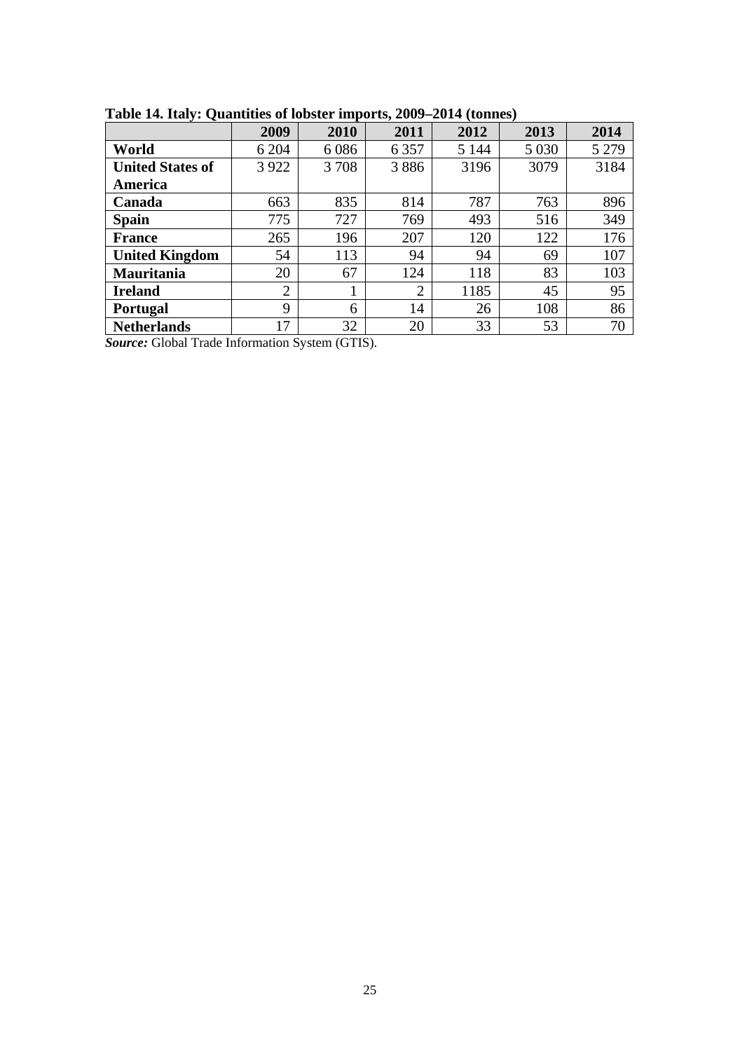**Table 14. Italy: Quantities of lobster imports, 2009–2014 (tonnes)**

| | 2009 | 2010 | 2011 | 2012 | 2013 | 2014 |
|---|---|---|---|---|---|---|
| **World** | 6 204 | 6 086 | 6 357 | 5 144 | 5 030 | 5 279 |
| **United States of America** | 3 922 | 3 708 | 3 886 | 3196 | 3079 | 3184 |
| **Canada** | 663 | 835 | 814 | 787 | 763 | 896 |
| **Spain** | 775 | 727 | 769 | 493 | 516 | 349 |
| **France** | 265 | 196 | 207 | 120 | 122 | 176 |
| **United Kingdom** | 54 | 113 | 94 | 94 | 69 | 107 |
| **Mauritania** | 20 | 67 | 124 | 118 | 83 | 103 |
| **Ireland** | 2 | 1 | 2 | 1185 | 45 | 95 |
| **Portugal** | 9 | 6 | 14 | 26 | 108 | 86 |
| **Netherlands** | 17 | 32 | 20 | 33 | 53 | 70 |

***Source:*** Global Trade Information System (GTIS).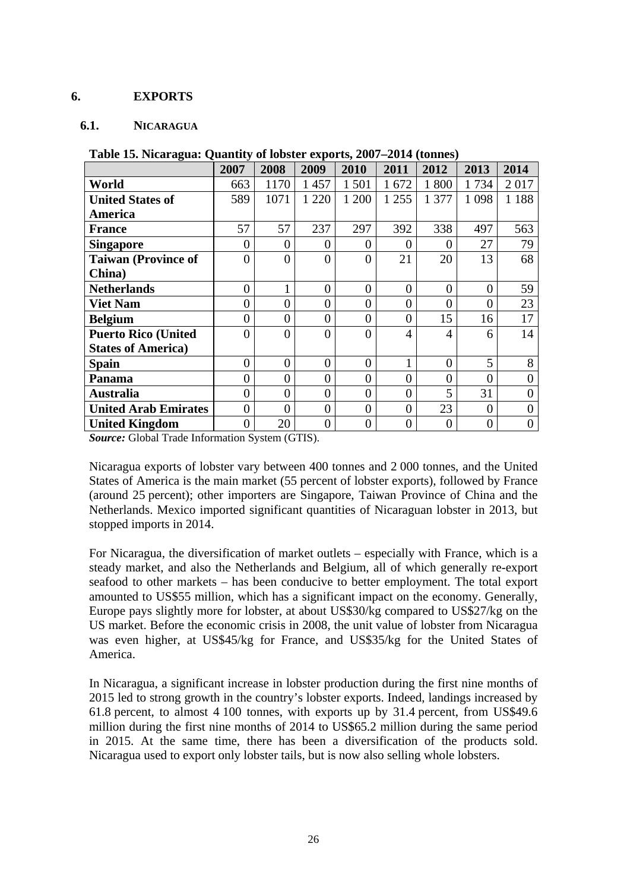# 6. EXPORTS

## 6.1. NICARAGUA

**Table 15. Nicaragua: Quantity of lobster exports, 2007–2014 (tonnes)**

| | 2007 | 2008 | 2009 | 2010 | 2011 | 2012 | 2013 | 2014 |
|---|---|---|---|---|---|---|---|---|
| **World** | 663 | 1170 | 1 457 | 1 501 | 1 672 | 1 800 | 1 734 | 2 017 |
| **United States of America** | 589 | 1071 | 1 220 | 1 200 | 1 255 | 1 377 | 1 098 | 1 188 |
| **France** | 57 | 57 | 237 | 297 | 392 | 338 | 497 | 563 |
| **Singapore** | 0 | 0 | 0 | 0 | 0 | 0 | 27 | 79 |
| **Taiwan (Province of China)** | 0 | 0 | 0 | 0 | 21 | 20 | 13 | 68 |
| **Netherlands** | 0 | 1 | 0 | 0 | 0 | 0 | 0 | 59 |
| **Viet Nam** | 0 | 0 | 0 | 0 | 0 | 0 | 0 | 23 |
| **Belgium** | 0 | 0 | 0 | 0 | 0 | 15 | 16 | 17 |
| **Puerto Rico (United States of America)** | 0 | 0 | 0 | 0 | 4 | 4 | 6 | 14 |
| **Spain** | 0 | 0 | 0 | 0 | 1 | 0 | 5 | 8 |
| **Panama** | 0 | 0 | 0 | 0 | 0 | 0 | 0 | 0 |
| **Australia** | 0 | 0 | 0 | 0 | 0 | 5 | 31 | 0 |
| **United Arab Emirates** | 0 | 0 | 0 | 0 | 0 | 23 | 0 | 0 |
| **United Kingdom** | 0 | 20 | 0 | 0 | 0 | 0 | 0 | 0 |

***Source:*** Global Trade Information System (GTIS).

Nicaragua exports of lobster vary between 400 tonnes and 2 000 tonnes, and the United States of America is the main market (55 percent of lobster exports), followed by France (around 25 percent); other importers are Singapore, Taiwan Province of China and the Netherlands. Mexico imported significant quantities of Nicaraguan lobster in 2013, but stopped imports in 2014.

For Nicaragua, the diversification of market outlets – especially with France, which is a steady market, and also the Netherlands and Belgium, all of which generally re-export seafood to other markets – has been conducive to better employment. The total export amounted to US$55 million, which has a significant impact on the economy. Generally, Europe pays slightly more for lobster, at about US$30/kg compared to US$27/kg on the US market. Before the economic crisis in 2008, the unit value of lobster from Nicaragua was even higher, at US$45/kg for France, and US$35/kg for the United States of America.

In Nicaragua, a significant increase in lobster production during the first nine months of 2015 led to strong growth in the country's lobster exports. Indeed, landings increased by 61.8 percent, to almost 4 100 tonnes, with exports up by 31.4 percent, from US$49.6 million during the first nine months of 2014 to US$65.2 million during the same period in 2015. At the same time, there has been a diversification of the products sold. Nicaragua used to export only lobster tails, but is now also selling whole lobsters.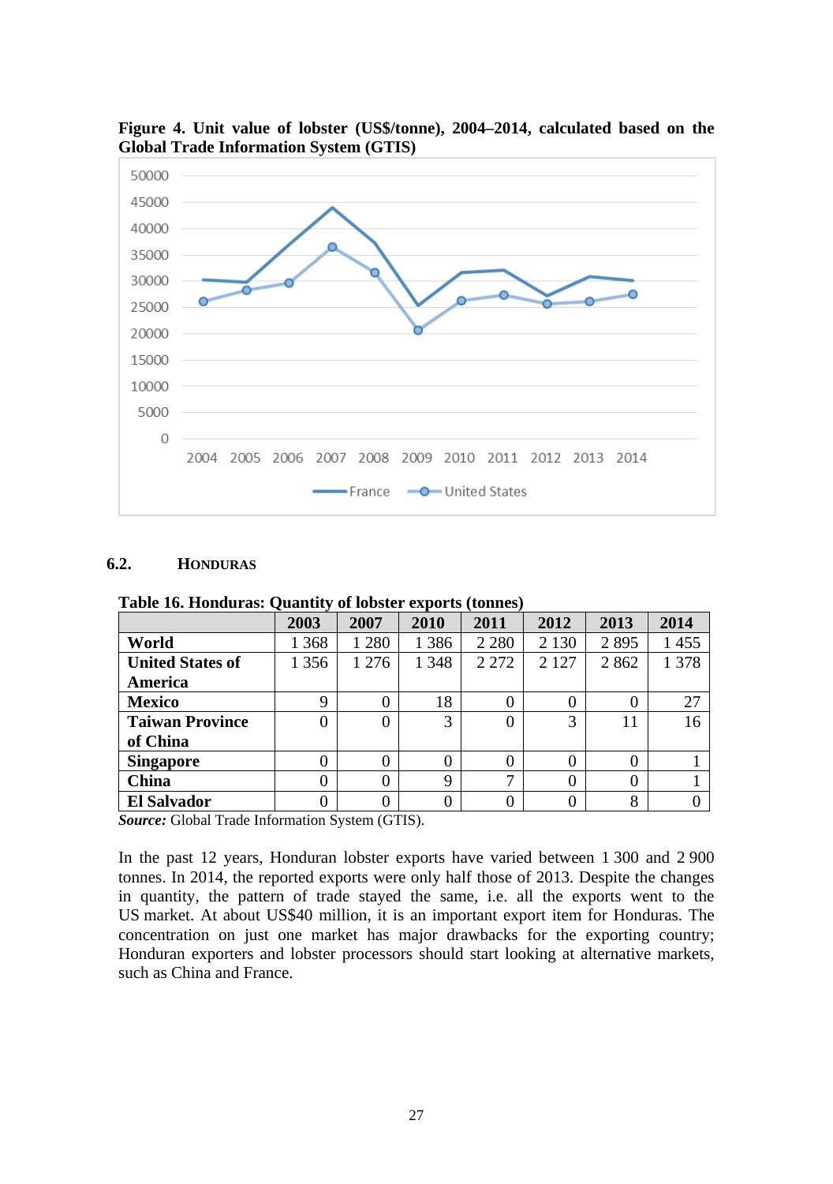**Figure 4. Unit value of lobster (US$/tonne), 2004–2014, calculated based on the Global Trade Information System (GTIS)**

## 6.2. HONDURAS

**Table 16. Honduras: Quantity of lobster exports (tonnes)**

| | 2003 | 2007 | 2010 | 2011 | 2012 | 2013 | 2014 |
|---|---|---|---|---|---|---|---|
| **World** | 1 368 | 1 280 | 1 386 | 2 280 | 2 130 | 2 895 | 1 455 |
| **United States of America** | 1 356 | 1 276 | 1 348 | 2 272 | 2 127 | 2 862 | 1 378 |
| **Mexico** | 9 | 0 | 18 | 0 | 0 | 0 | 27 |
| **Taiwan Province of China** | 0 | 0 | 3 | 0 | 3 | 11 | 16 |
| **Singapore** | 0 | 0 | 0 | 0 | 0 | 0 | 1 |
| **China** | 0 | 0 | 9 | 7 | 0 | 0 | 1 |
| **El Salvador** | 0 | 0 | 0 | 0 | 0 | 8 | 0 |

***Source:*** Global Trade Information System (GTIS).

In the past 12 years, Honduran lobster exports have varied between 1 300 and 2 900 tonnes. In 2014, the reported exports were only half those of 2013. Despite the changes in quantity, the pattern of trade stayed the same, i.e. all the exports went to the US market. At about US$40 million, it is an important export item for Honduras. The concentration on just one market has major drawbacks for the exporting country; Honduran exporters and lobster processors should start looking at alternative markets, such as China and France.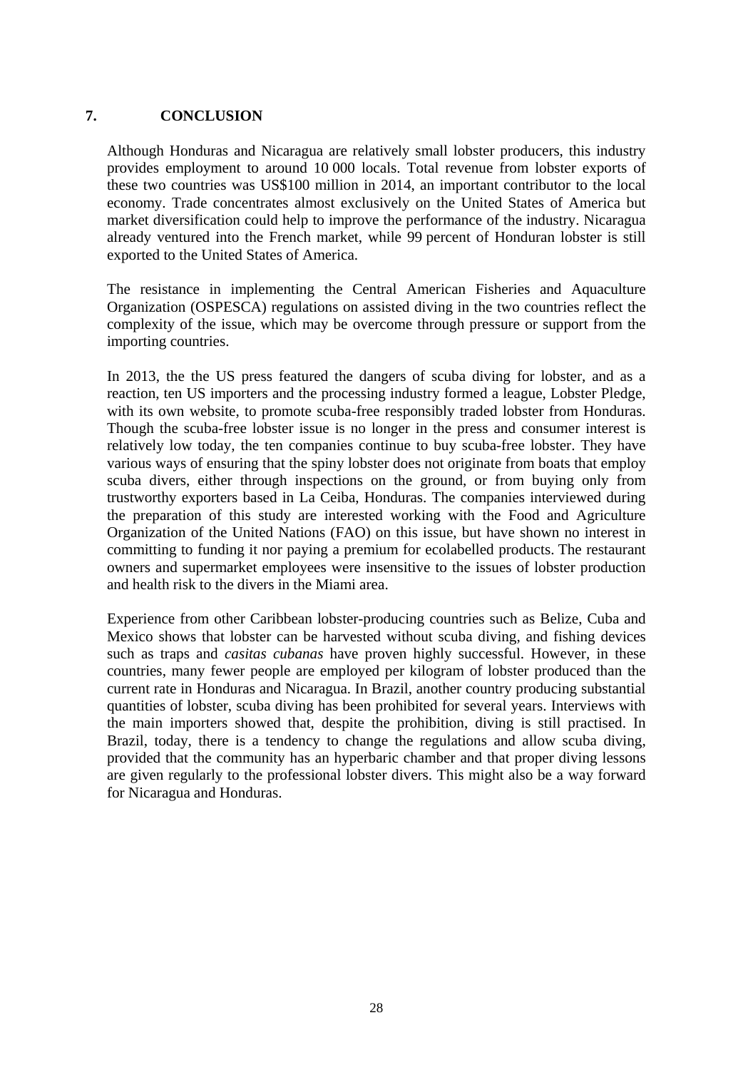## 7. CONCLUSION

Although Honduras and Nicaragua are relatively small lobster producers, this industry provides employment to around 10 000 locals. Total revenue from lobster exports of these two countries was US$100 million in 2014, an important contributor to the local economy. Trade concentrates almost exclusively on the United States of America but market diversification could help to improve the performance of the industry. Nicaragua already ventured into the French market, while 99 percent of Honduran lobster is still exported to the United States of America.

The resistance in implementing the Central American Fisheries and Aquaculture Organization (OSPESCA) regulations on assisted diving in the two countries reflect the complexity of the issue, which may be overcome through pressure or support from the importing countries.

In 2013, the the US press featured the dangers of scuba diving for lobster, and as a reaction, ten US importers and the processing industry formed a league, Lobster Pledge, with its own website, to promote scuba-free responsibly traded lobster from Honduras. Though the scuba-free lobster issue is no longer in the press and consumer interest is relatively low today, the ten companies continue to buy scuba-free lobster. They have various ways of ensuring that the spiny lobster does not originate from boats that employ scuba divers, either through inspections on the ground, or from buying only from trustworthy exporters based in La Ceiba, Honduras. The companies interviewed during the preparation of this study are interested working with the Food and Agriculture Organization of the United Nations (FAO) on this issue, but have shown no interest in committing to funding it nor paying a premium for ecolabelled products. The restaurant owners and supermarket employees were insensitive to the issues of lobster production and health risk to the divers in the Miami area.

Experience from other Caribbean lobster-producing countries such as Belize, Cuba and Mexico shows that lobster can be harvested without scuba diving, and fishing devices such as traps and *casitas cubanas* have proven highly successful. However, in these countries, many fewer people are employed per kilogram of lobster produced than the current rate in Honduras and Nicaragua. In Brazil, another country producing substantial quantities of lobster, scuba diving has been prohibited for several years. Interviews with the main importers showed that, despite the prohibition, diving is still practised. In Brazil, today, there is a tendency to change the regulations and allow scuba diving, provided that the community has an hyperbaric chamber and that proper diving lessons are given regularly to the professional lobster divers. This might also be a way forward for Nicaragua and Honduras.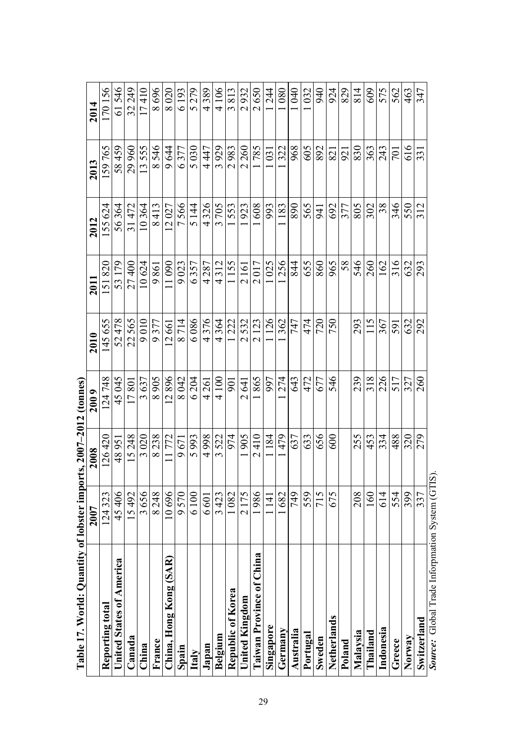**Table 17. World: Quantity of lobster imports, 2007–2012 (tonnes)**

| | 2007 | 2008 | 2009 | 2010 | 2011 | 2012 | 2013 | 2014 |
|---|---|---|---|---|---|---|---|---|
| **Reporting total** | 124 323 | 126 420 | 124 748 | 145 655 | 151 820 | 155 624 | 159 765 | 170 156 |
| **United States of America** | 45 406 | 48 951 | 45 045 | 52 478 | 53 179 | 56 364 | 58 459 | 61 546 |
| **Canada** | 15 492 | 15 248 | 17 801 | 22 565 | 27 400 | 31 472 | 29 960 | 32 249 |
| **China** | 3 656 | 3 020 | 3 637 | 9 010 | 10 624 | 10 364 | 13 555 | 17 410 |
| **France** | 8 248 | 8 238 | 8 905 | 9 377 | 9 861 | 8 413 | 8 546 | 8 696 |
| **China, Hong Kong (SAR)** | 10 696 | 11 772 | 12 896 | 12 661 | 11 090 | 12 027 | 9 644 | 8 020 |
| **Spain** | 9 570 | 9 671 | 8 042 | 8 714 | 9 023 | 7 566 | 6 377 | 6 193 |
| **Italy** | 6 100 | 5 993 | 6 204 | 6 086 | 6 357 | 5 144 | 5 030 | 5 279 |
| **Japan** | 6 601 | 4 998 | 4 261 | 4 376 | 4 287 | 4 326 | 4 447 | 4 389 |
| **Belgium** | 3 423 | 3 522 | 4 100 | 4 364 | 4 312 | 3 705 | 3 929 | 4 106 |
| **Republic of Korea** | 1 082 | 974 | 901 | 1 222 | 1 155 | 1 553 | 2 983 | 3 813 |
| **United Kingdom** | 2 175 | 1 905 | 2 641 | 2 532 | 2 161 | 1 923 | 2 260 | 2 932 |
| **Taiwan Province of China** | 1 986 | 2 410 | 1 865 | 2 123 | 2 017 | 1 608 | 1 785 | 2 650 |
| **Singapore** | 1 141 | 1 184 | 997 | 1 126 | 1 025 | 993 | 1 031 | 1 244 |
| **Germany** | 1 682 | 1 479 | 1 274 | 1 362 | 1 256 | 1 183 | 1 322 | 1 080 |
| **Australia** | 749 | 637 | 643 | 747 | 844 | 890 | 968 | 1 040 |
| **Portugal** | 559 | 633 | 472 | 474 | 655 | 565 | 605 | 1 032 |
| **Sweden** | 715 | 656 | 677 | 720 | 860 | 941 | 892 | 940 |
| **Netherlands** | 675 | 600 | 546 | 750 | 965 | 692 | 821 | 924 |
| **Poland** | | | | | 58 | 377 | 921 | 829 |
| **Malaysia** | 208 | 255 | 239 | 293 | 546 | 805 | 830 | 814 |
| **Thailand** | 160 | 453 | 318 | 115 | 260 | 302 | 363 | 609 |
| **Indonesia** | 614 | 334 | 226 | 367 | 162 | 38 | 243 | 575 |
| **Greece** | 554 | 488 | 517 | 591 | 316 | 346 | 701 | 562 |
| **Norway** | 399 | 320 | 327 | 632 | 632 | 550 | 616 | 463 |
| **Switzerland** | 337 | 279 | 260 | 292 | 293 | 312 | 331 | 347 |

*Source:* Global Trade Inforpmation System (GTIS).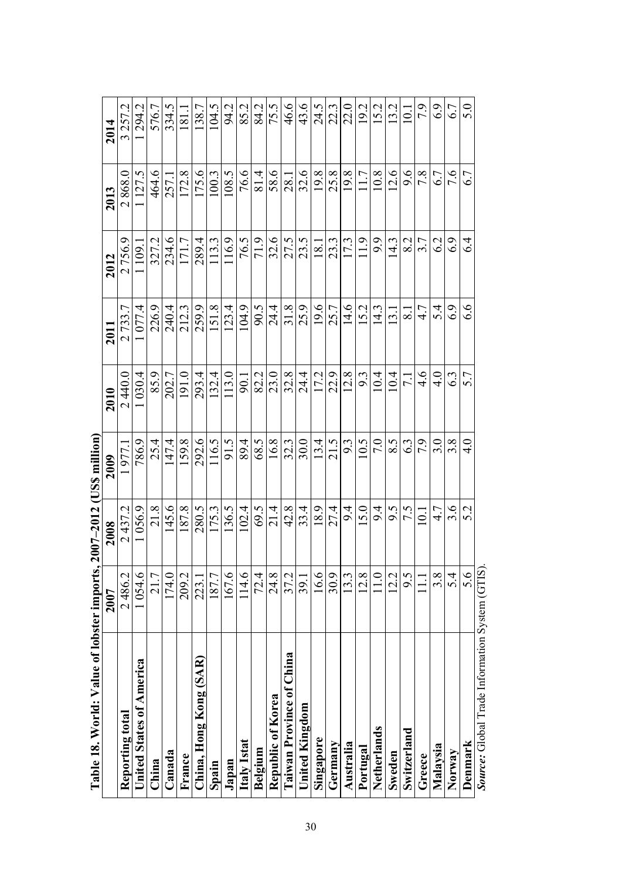**Table 18. World: Value of lobster imports, 2007–2012 (US$ million)**

| | 2007 | 2008 | 2009 | 2010 | 2011 | 2012 | 2013 | 2014 |
|---|---|---|---|---|---|---|---|---|
| **Reporting total** | 2 486.2 | 2 437.2 | 1 977.1 | 2 440.0 | 2 733.7 | 2 756.9 | 2 868.0 | 3 257.2 |
| **United States of America** | 1 054.6 | 1 056.9 | 786.9 | 1 030.4 | 1 077.4 | 1 109.1 | 1 127.5 | 1 294.2 |
| **China** | 21.7 | 21.8 | 25.4 | 85.9 | 226.9 | 327.2 | 464.6 | 576.7 |
| **Canada** | 174.0 | 145.6 | 147.4 | 202.7 | 240.4 | 234.6 | 257.1 | 334.5 |
| **France** | 209.2 | 187.8 | 159.8 | 191.0 | 212.3 | 171.7 | 172.8 | 181.1 |
| **China, Hong Kong (SAR)** | 223.1 | 280.5 | 292.6 | 293.4 | 259.9 | 289.4 | 175.6 | 138.7 |
| **Spain** | 187.7 | 175.3 | 116.5 | 132.4 | 151.8 | 113.3 | 100.3 | 104.5 |
| **Japan** | 167.6 | 136.5 | 91.5 | 113.0 | 123.4 | 116.9 | 108.5 | 94.2 |
| **Italy Istat** | 114.6 | 102.4 | 89.4 | 90.1 | 104.9 | 76.5 | 76.6 | 85.2 |
| **Belgium** | 72.4 | 69.5 | 68.5 | 82.2 | 90.5 | 71.9 | 81.4 | 84.2 |
| **Republic of Korea** | 24.8 | 21.4 | 16.8 | 23.0 | 24.4 | 32.6 | 58.6 | 75.5 |
| **Taiwan Province of China** | 37.2 | 42.8 | 32.3 | 32.8 | 31.8 | 27.5 | 28.1 | 46.6 |
| **United Kingdom** | 39.1 | 33.4 | 30.0 | 24.4 | 25.9 | 23.5 | 32.6 | 43.6 |
| **Singapore** | 16.6 | 18.9 | 13.4 | 17.2 | 19.6 | 18.1 | 19.8 | 24.5 |
| **Germany** | 30.9 | 27.4 | 21.5 | 22.9 | 25.7 | 23.3 | 25.8 | 22.3 |
| **Australia** | 13.3 | 9.4 | 9.3 | 12.8 | 14.6 | 17.3 | 19.8 | 22.0 |
| **Portugal** | 12.8 | 15.0 | 10.5 | 9.3 | 15.2 | 11.9 | 11.7 | 19.2 |
| **Netherlands** | 11.0 | 9.4 | 7.0 | 10.4 | 14.3 | 9.9 | 10.8 | 15.2 |
| **Sweden** | 12.2 | 9.5 | 8.5 | 10.4 | 13.1 | 14.3 | 12.6 | 13.2 |
| **Switzerland** | 9.5 | 7.5 | 6.3 | 7.1 | 8.1 | 8.2 | 9.6 | 10.1 |
| **Greece** | 11.1 | 10.1 | 7.9 | 4.6 | 4.7 | 3.7 | 7.8 | 7.9 |
| **Malaysia** | 3.8 | 4.7 | 3.0 | 4.0 | 5.4 | 6.2 | 6.7 | 6.9 |
| **Norway** | 5.4 | 3.6 | 3.8 | 6.3 | 6.9 | 6.9 | 7.6 | 6.7 |
| **Denmark** | 5.6 | 5.2 | 4.0 | 5.7 | 6.6 | 6.4 | 6.7 | 5.0 |

*Source:* Global Trade Information System (GTIS).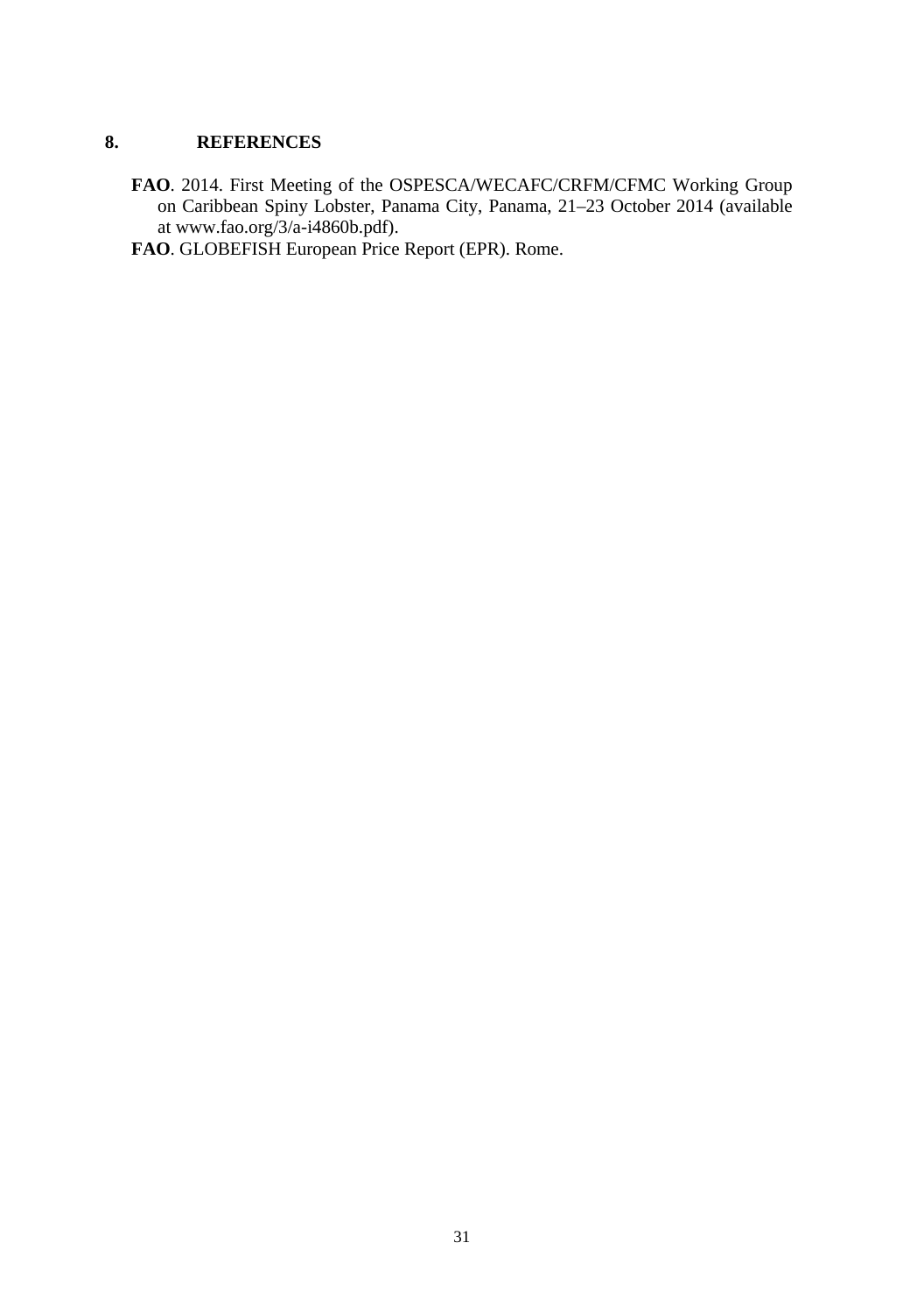# 8. REFERENCES

**FAO**. 2014. First Meeting of the OSPESCA/WECAFC/CRFM/CFMC Working Group on Caribbean Spiny Lobster, Panama City, Panama, 21–23 October 2014 (available at www.fao.org/3/a-i4860b.pdf).

**FAO**. GLOBEFISH European Price Report (EPR). Rome.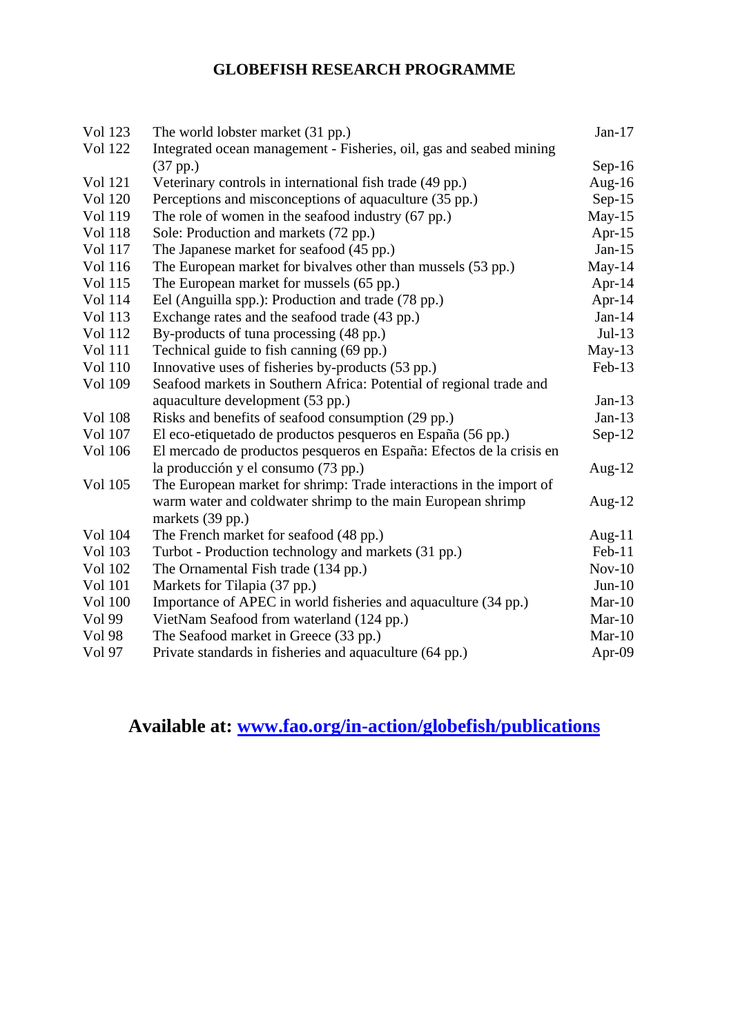## GLOBEFISH RESEARCH PROGRAMME

| | | |
|---|---|---|
| Vol 123 | The world lobster market (31 pp.) | Jan-17 |
| Vol 122 | Integrated ocean management - Fisheries, oil, gas and seabed mining (37 pp.) | Sep-16 |
| Vol 121 | Veterinary controls in international fish trade (49 pp.) | Aug-16 |
| Vol 120 | Perceptions and misconceptions of aquaculture (35 pp.) | Sep-15 |
| Vol 119 | The role of women in the seafood industry (67 pp.) | May-15 |
| Vol 118 | Sole: Production and markets (72 pp.) | Apr-15 |
| Vol 117 | The Japanese market for seafood (45 pp.) | Jan-15 |
| Vol 116 | The European market for bivalves other than mussels (53 pp.) | May-14 |
| Vol 115 | The European market for mussels (65 pp.) | Apr-14 |
| Vol 114 | Eel (Anguilla spp.): Production and trade (78 pp.) | Apr-14 |
| Vol 113 | Exchange rates and the seafood trade (43 pp.) | Jan-14 |
| Vol 112 | By-products of tuna processing (48 pp.) | Jul-13 |
| Vol 111 | Technical guide to fish canning (69 pp.) | May-13 |
| Vol 110 | Innovative uses of fisheries by-products (53 pp.) | Feb-13 |
| Vol 109 | Seafood markets in Southern Africa: Potential of regional trade and aquaculture development (53 pp.) | Jan-13 |
| Vol 108 | Risks and benefits of seafood consumption (29 pp.) | Jan-13 |
| Vol 107 | El eco-etiquetado de productos pesqueros en España (56 pp.) | Sep-12 |
| Vol 106 | El mercado de productos pesqueros en España: Efectos de la crisis en la producción y el consumo (73 pp.) | Aug-12 |
| Vol 105 | The European market for shrimp: Trade interactions in the import of warm water and coldwater shrimp to the main European shrimp markets (39 pp.) | Aug-12 |
| Vol 104 | The French market for seafood (48 pp.) | Aug-11 |
| Vol 103 | Turbot - Production technology and markets (31 pp.) | Feb-11 |
| Vol 102 | The Ornamental Fish trade (134 pp.) | Nov-10 |
| Vol 101 | Markets for Tilapia (37 pp.) | Jun-10 |
| Vol 100 | Importance of APEC in world fisheries and aquaculture (34 pp.) | Mar-10 |
| Vol 99 | VietNam Seafood from waterland (124 pp.) | Mar-10 |
| Vol 98 | The Seafood market in Greece (33 pp.) | Mar-10 |
| Vol 97 | Private standards in fisheries and aquaculture (64 pp.) | Apr-09 |

**Available at: [www.fao.org/in-action/globefish/publications](http://www.fao.org/in-action/globefish/publications)**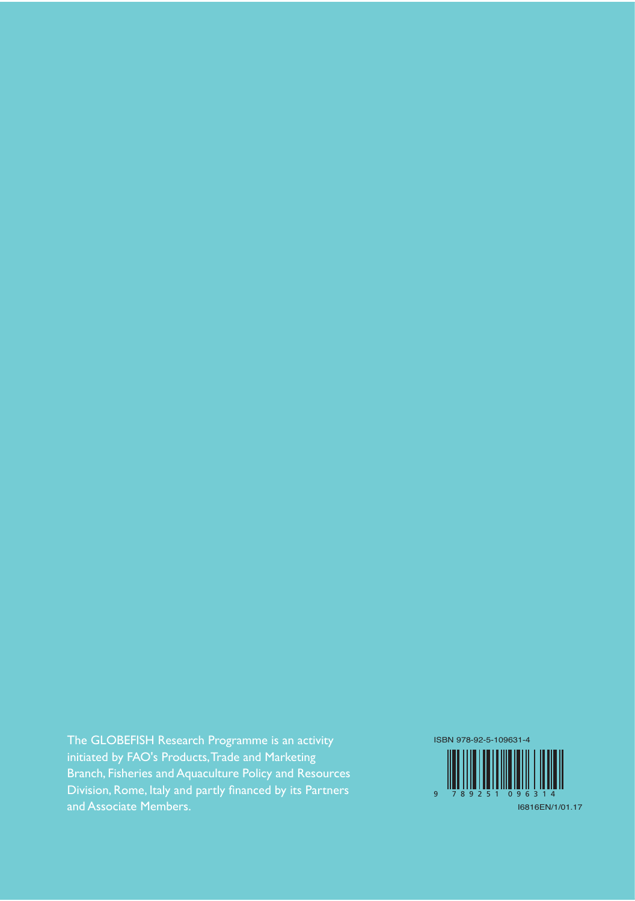The GLOBEFISH Research Programme is an activity initiated by FAO's Products, Trade and Marketing Branch, Fisheries and Aquaculture Policy and Resources Division, Rome, Italy and partly financed by its Partners and Associate Members.

ISBN 978-92-5-109631-4

9 789251 096314

I6816EN/1/01.17